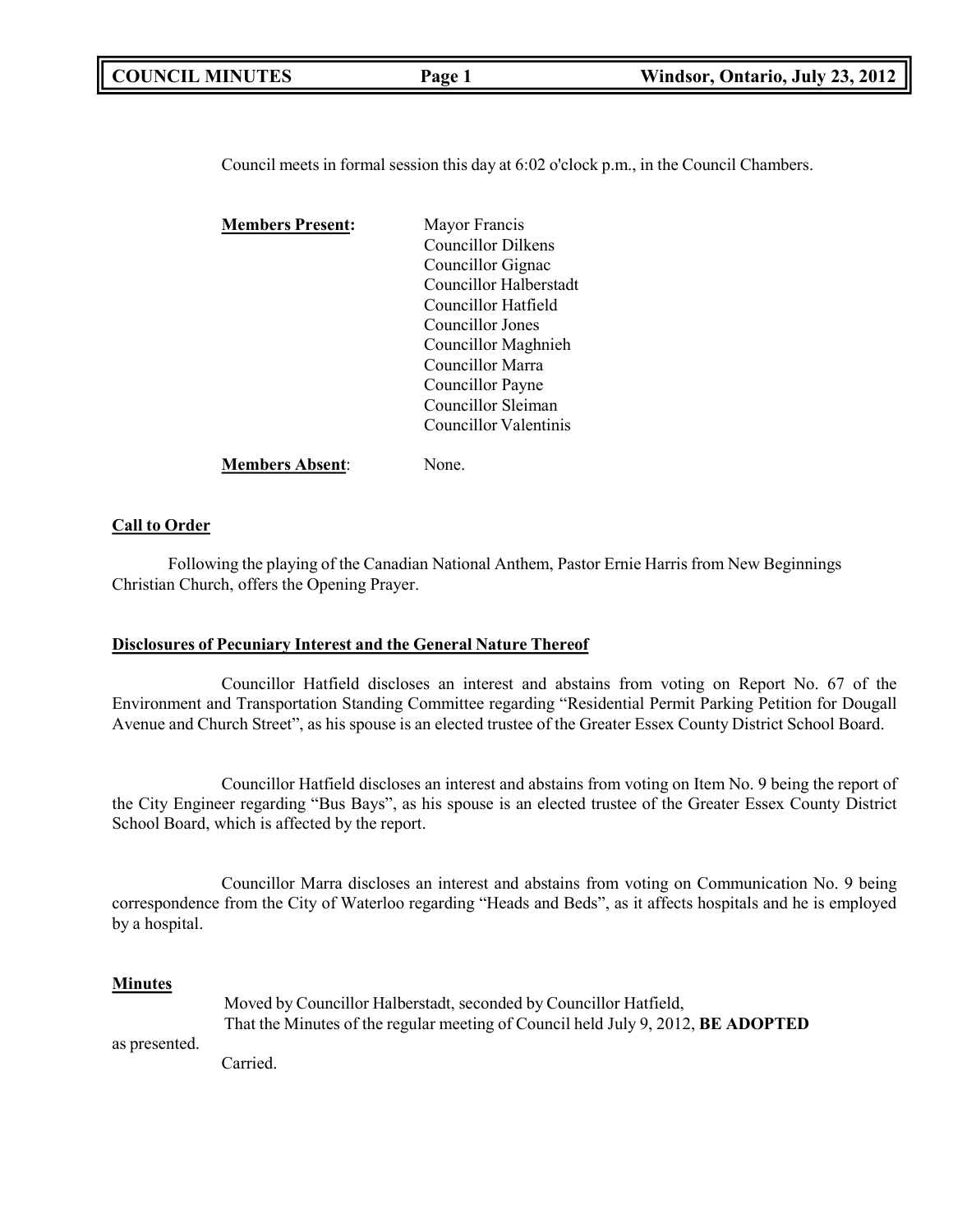Council meets in formal session this day at 6:02 o'clock p.m., in the Council Chambers.

**Members Present:**

Mayor Francis
Councillor Dilkens
Councillor Gignac
Councillor Halberstadt
Councillor Hatfield
Councillor Jones
Councillor Maghnieh
Councillor Marra
Councillor Payne
Councillor Sleiman
Councillor Valentinis

**Members Absent**: None.

## Call to Order

Following the playing of the Canadian National Anthem, Pastor Ernie Harris from New Beginnings Christian Church, offers the Opening Prayer.

## Disclosures of Pecuniary Interest and the General Nature Thereof

Councillor Hatfield discloses an interest and abstains from voting on Report No. 67 of the Environment and Transportation Standing Committee regarding "Residential Permit Parking Petition for Dougall Avenue and Church Street", as his spouse is an elected trustee of the Greater Essex County District School Board.

Councillor Hatfield discloses an interest and abstains from voting on Item No. 9 being the report of the City Engineer regarding "Bus Bays", as his spouse is an elected trustee of the Greater Essex County District School Board, which is affected by the report.

Councillor Marra discloses an interest and abstains from voting on Communication No. 9 being correspondence from the City of Waterloo regarding "Heads and Beds", as it affects hospitals and he is employed by a hospital.

## Minutes

Moved by Councillor Halberstadt, seconded by Councillor Hatfield,
That the Minutes of the regular meeting of Council held July 9, 2012, **BE ADOPTED** as presented.
Carried.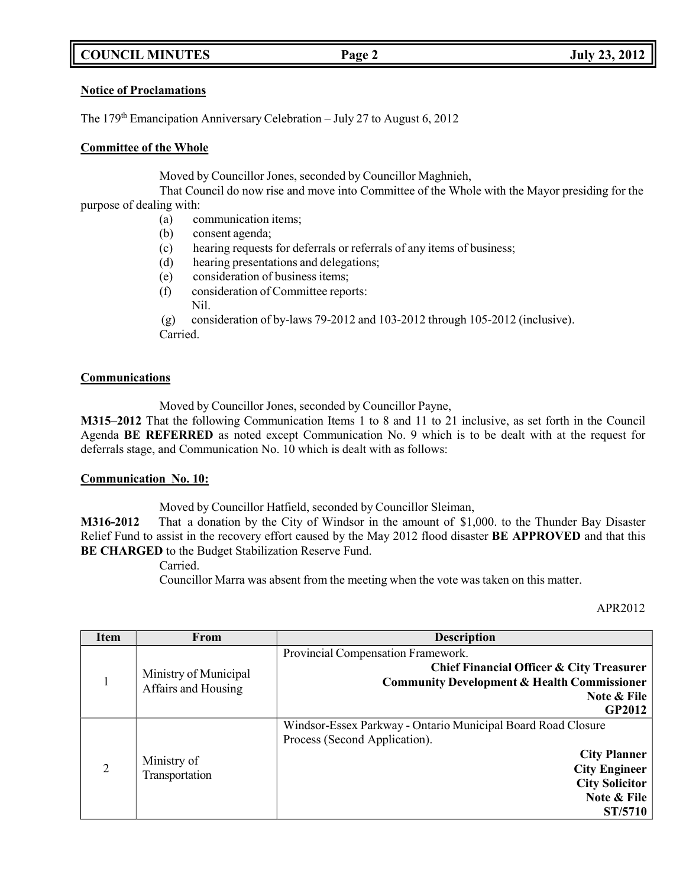**Notice of Proclamations**

The 179th Emancipation Anniversary Celebration – July 27 to August 6, 2012

**Committee of the Whole**

Moved by Councillor Jones, seconded by Councillor Maghnieh,

That Council do now rise and move into Committee of the Whole with the Mayor presiding for the purpose of dealing with:

(a) communication items;
(b) consent agenda;
(c) hearing requests for deferrals or referrals of any items of business;
(d) hearing presentations and delegations;
(e) consideration of business items;
(f) consideration of Committee reports:
Nil.
(g) consideration of by-laws 79-2012 and 103-2012 through 105-2012 (inclusive).

Carried.

**Communications**

Moved by Councillor Jones, seconded by Councillor Payne,

**M315–2012** That the following Communication Items 1 to 8 and 11 to 21 inclusive, as set forth in the Council Agenda **BE REFERRED** as noted except Communication No. 9 which is to be dealt with at the request for deferrals stage, and Communication No. 10 which is dealt with as follows:

**Communication No. 10:**

Moved by Councillor Hatfield, seconded by Councillor Sleiman,

**M316-2012** That a donation by the City of Windsor in the amount of $1,000. to the Thunder Bay Disaster Relief Fund to assist in the recovery effort caused by the May 2012 flood disaster **BE APPROVED** and that this **BE CHARGED** to the Budget Stabilization Reserve Fund.

Carried.

Councillor Marra was absent from the meeting when the vote was taken on this matter.

APR2012

| Item | From | Description |
|---|---|---|
| 1 | Ministry of Municipal Affairs and Housing | Provincial Compensation Framework. **Chief Financial Officer & City Treasurer** **Community Development & Health Commissioner** **Note & File** **GP2012** |
| 2 | Ministry of Transportation | Windsor-Essex Parkway - Ontario Municipal Board Road Closure Process (Second Application). **City Planner** **City Engineer** **City Solicitor** **Note & File** **ST/5710** |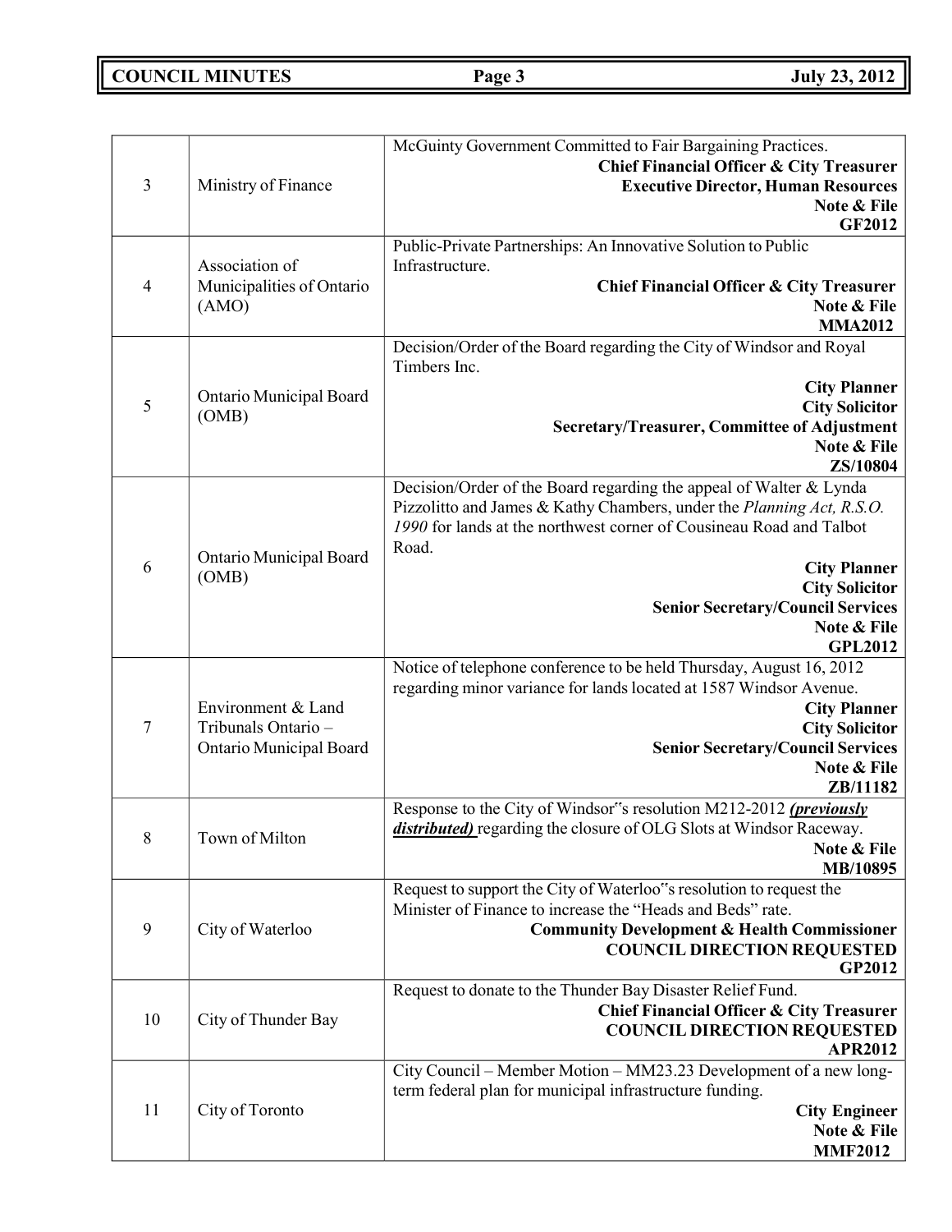| | | |
|---|---|---|
| 3 | Ministry of Finance | McGuinty Government Committed to Fair Bargaining Practices.<br>**Chief Financial Officer & City Treasurer**<br>**Executive Director, Human Resources**<br>**Note & File**<br>**GF2012** |
| 4 | Association of Municipalities of Ontario (AMO) | Public-Private Partnerships: An Innovative Solution to Public Infrastructure.<br>**Chief Financial Officer & City Treasurer**<br>**Note & File**<br>**MMA2012** |
| 5 | Ontario Municipal Board (OMB) | Decision/Order of the Board regarding the City of Windsor and Royal Timbers Inc.<br>**City Planner**<br>**City Solicitor**<br>**Secretary/Treasurer, Committee of Adjustment**<br>**Note & File**<br>**ZS/10804** |
| 6 | Ontario Municipal Board (OMB) | Decision/Order of the Board regarding the appeal of Walter & Lynda Pizzolitto and James & Kathy Chambers, under the *Planning Act, R.S.O. 1990* for lands at the northwest corner of Cousineau Road and Talbot Road.<br>**City Planner**<br>**City Solicitor**<br>**Senior Secretary/Council Services**<br>**Note & File**<br>**GPL2012** |
| 7 | Environment & Land Tribunals Ontario – Ontario Municipal Board | Notice of telephone conference to be held Thursday, August 16, 2012 regarding minor variance for lands located at 1587 Windsor Avenue.<br>**City Planner**<br>**City Solicitor**<br>**Senior Secretary/Council Services**<br>**Note & File**<br>**ZB/11182** |
| 8 | Town of Milton | Response to the City of Windsor"s resolution M212-2012 ***previously distributed)*** regarding the closure of OLG Slots at Windsor Raceway.<br>**Note & File**<br>**MB/10895** |
| 9 | City of Waterloo | Request to support the City of Waterloo"s resolution to request the Minister of Finance to increase the "Heads and Beds" rate.<br>**Community Development & Health Commissioner**<br>**COUNCIL DIRECTION REQUESTED**<br>**GP2012** |
| 10 | City of Thunder Bay | Request to donate to the Thunder Bay Disaster Relief Fund.<br>**Chief Financial Officer & City Treasurer**<br>**COUNCIL DIRECTION REQUESTED**<br>**APR2012** |
| 11 | City of Toronto | City Council – Member Motion – MM23.23 Development of a new long-term federal plan for municipal infrastructure funding.<br>**City Engineer**<br>**Note & File**<br>**MMF2012** |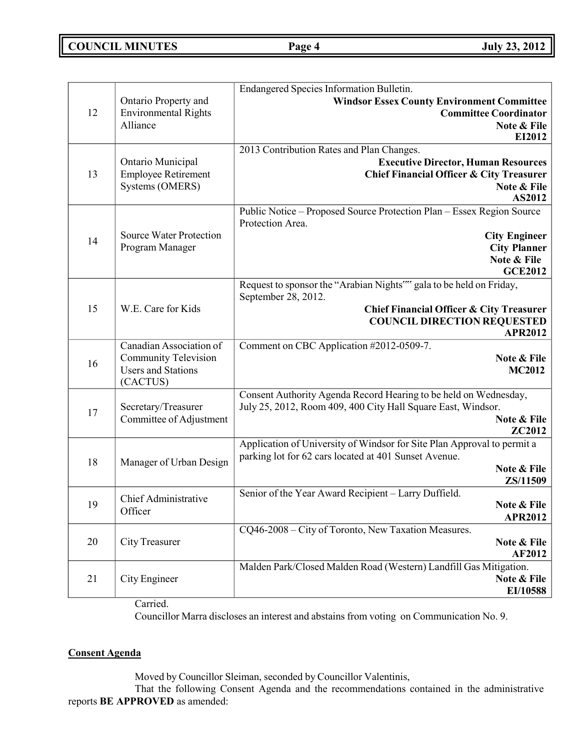| | | |
|---|---|---|
| 12 | Ontario Property and Environmental Rights Alliance | Endangered Species Information Bulletin.<br>**Windsor Essex County Environment Committee**<br>**Committee Coordinator**<br>**Note & File**<br>**EI2012** |
| 13 | Ontario Municipal Employee Retirement Systems (OMERS) | 2013 Contribution Rates and Plan Changes.<br>**Executive Director, Human Resources**<br>**Chief Financial Officer & City Treasurer**<br>**Note & File**<br>**AS2012** |
| 14 | Source Water Protection Program Manager | Public Notice – Proposed Source Protection Plan – Essex Region Source Protection Area.<br>**City Engineer**<br>**City Planner**<br>**Note & File**<br>**GCE2012** |
| 15 | W.E. Care for Kids | Request to sponsor the "Arabian Nights"" gala to be held on Friday, September 28, 2012.<br>**Chief Financial Officer & City Treasurer**<br>**COUNCIL DIRECTION REQUESTED**<br>**APR2012** |
| 16 | Canadian Association of Community Television Users and Stations (CACTUS) | Comment on CBC Application #2012-0509-7.<br>**Note & File**<br>**MC2012** |
| 17 | Secretary/Treasurer Committee of Adjustment | Consent Authority Agenda Record Hearing to be held on Wednesday, July 25, 2012, Room 409, 400 City Hall Square East, Windsor.<br>**Note & File**<br>**ZC2012** |
| 18 | Manager of Urban Design | Application of University of Windsor for Site Plan Approval to permit a parking lot for 62 cars located at 401 Sunset Avenue.<br>**Note & File**<br>**ZS/11509** |
| 19 | Chief Administrative Officer | Senior of the Year Award Recipient – Larry Duffield.<br>**Note & File**<br>**APR2012** |
| 20 | City Treasurer | CQ46-2008 – City of Toronto, New Taxation Measures.<br>**Note & File**<br>**AF2012** |
| 21 | City Engineer | Malden Park/Closed Malden Road (Western) Landfill Gas Mitigation.<br>**Note & File**<br>**EI/10588** |

Carried.

Councillor Marra discloses an interest and abstains from voting on Communication No. 9.

**Consent Agenda**

Moved by Councillor Sleiman, seconded by Councillor Valentinis,

That the following Consent Agenda and the recommendations contained in the administrative reports **BE APPROVED** as amended: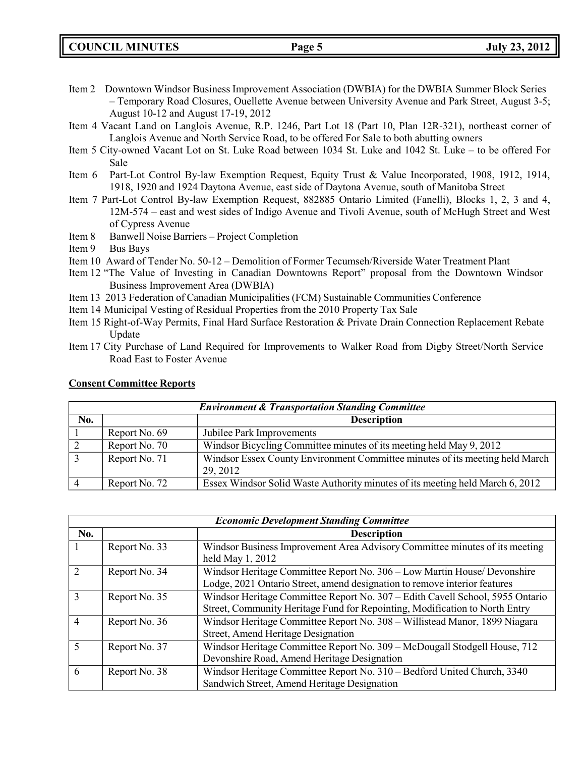Item 2 Downtown Windsor Business Improvement Association (DWBIA) for the DWBIA Summer Block Series – Temporary Road Closures, Ouellette Avenue between University Avenue and Park Street, August 3-5; August 10-12 and August 17-19, 2012

Item 4 Vacant Land on Langlois Avenue, R.P. 1246, Part Lot 18 (Part 10, Plan 12R-321), northeast corner of Langlois Avenue and North Service Road, to be offered For Sale to both abutting owners

Item 5 City-owned Vacant Lot on St. Luke Road between 1034 St. Luke and 1042 St. Luke – to be offered For Sale

Item 6 Part-Lot Control By-law Exemption Request, Equity Trust & Value Incorporated, 1908, 1912, 1914, 1918, 1920 and 1924 Daytona Avenue, east side of Daytona Avenue, south of Manitoba Street

Item 7 Part-Lot Control By-law Exemption Request, 882885 Ontario Limited (Fanelli), Blocks 1, 2, 3 and 4, 12M-574 – east and west sides of Indigo Avenue and Tivoli Avenue, south of McHugh Street and West of Cypress Avenue

Item 8 Banwell Noise Barriers – Project Completion

Item 9 Bus Bays

Item 10 Award of Tender No. 50-12 – Demolition of Former Tecumseh/Riverside Water Treatment Plant

Item 12 "The Value of Investing in Canadian Downtowns Report" proposal from the Downtown Windsor Business Improvement Area (DWBIA)

Item 13 2013 Federation of Canadian Municipalities (FCM) Sustainable Communities Conference

Item 14 Municipal Vesting of Residual Properties from the 2010 Property Tax Sale

Item 15 Right-of-Way Permits, Final Hard Surface Restoration & Private Drain Connection Replacement Rebate Update

Item 17 City Purchase of Land Required for Improvements to Walker Road from Digby Street/North Service Road East to Foster Avenue

**Consent Committee Reports**

| *Environment & Transportation Standing Committee* | | |
|---|---|---|
| **No.** | | **Description** |
| 1 | Report No. 69 | Jubilee Park Improvements |
| 2 | Report No. 70 | Windsor Bicycling Committee minutes of its meeting held May 9, 2012 |
| 3 | Report No. 71 | Windsor Essex County Environment Committee minutes of its meeting held March 29, 2012 |
| 4 | Report No. 72 | Essex Windsor Solid Waste Authority minutes of its meeting held March 6, 2012 |

| *Economic Development Standing Committee* | | |
|---|---|---|
| **No.** | | **Description** |
| 1 | Report No. 33 | Windsor Business Improvement Area Advisory Committee minutes of its meeting held May 1, 2012 |
| 2 | Report No. 34 | Windsor Heritage Committee Report No. 306 – Low Martin House/ Devonshire Lodge, 2021 Ontario Street, amend designation to remove interior features |
| 3 | Report No. 35 | Windsor Heritage Committee Report No. 307 – Edith Cavell School, 5955 Ontario Street, Community Heritage Fund for Repointing, Modification to North Entry |
| 4 | Report No. 36 | Windsor Heritage Committee Report No. 308 – Willistead Manor, 1899 Niagara Street, Amend Heritage Designation |
| 5 | Report No. 37 | Windsor Heritage Committee Report No. 309 – McDougall Stodgell House, 712 Devonshire Road, Amend Heritage Designation |
| 6 | Report No. 38 | Windsor Heritage Committee Report No. 310 – Bedford United Church, 3340 Sandwich Street, Amend Heritage Designation |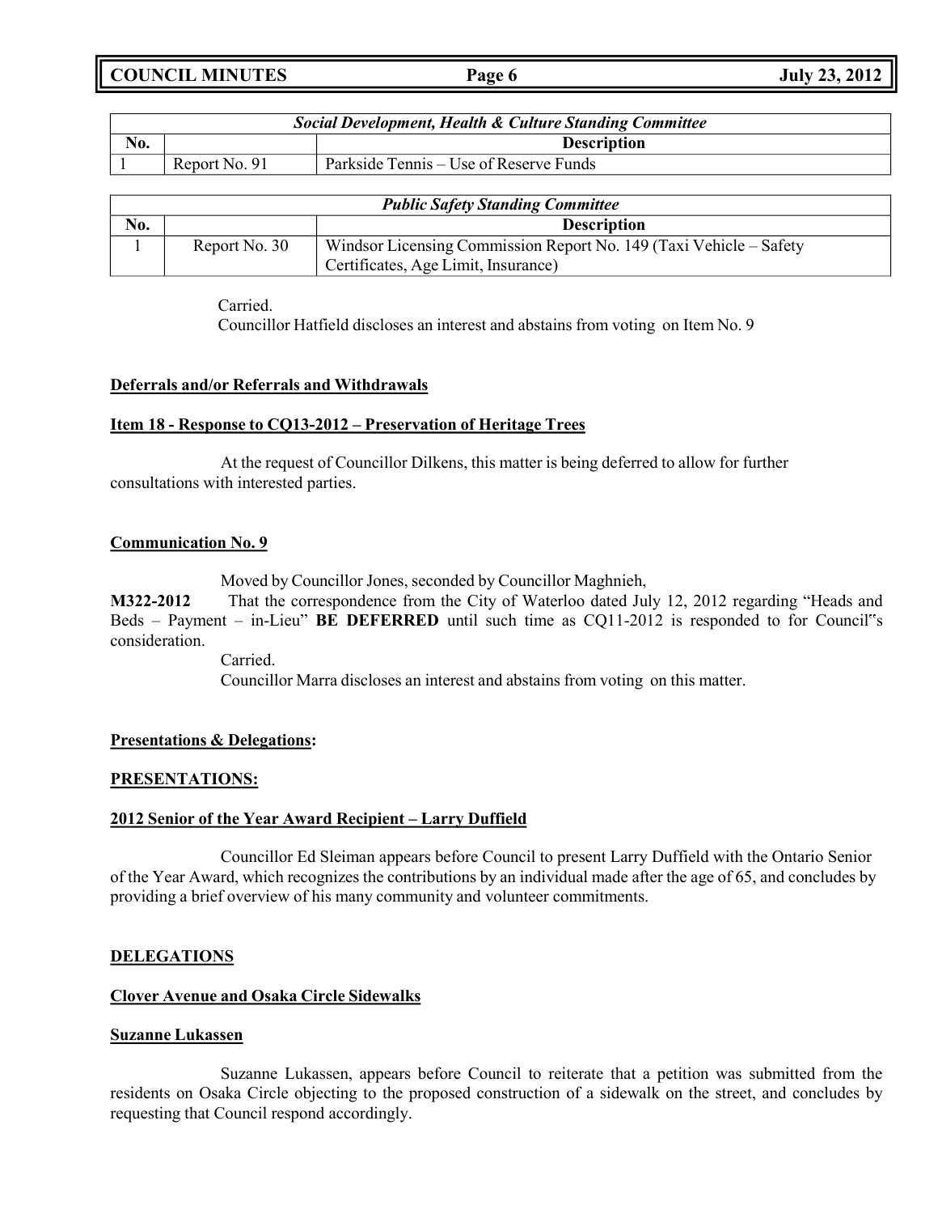| *Social Development, Health & Culture Standing Committee* | | |
|---|---|---|
| **No.** | | **Description** |
| 1 | Report No. 91 | Parkside Tennis – Use of Reserve Funds |

| *Public Safety Standing Committee* | | |
|---|---|---|
| **No.** | | **Description** |
| 1 | Report No. 30 | Windsor Licensing Commission Report No. 149 (Taxi Vehicle – Safety Certificates, Age Limit, Insurance) |

Carried.
Councillor Hatfield discloses an interest and abstains from voting on Item No. 9

**Deferrals and/or Referrals and Withdrawals**

**Item 18 - Response to CQ13-2012 – Preservation of Heritage Trees**

At the request of Councillor Dilkens, this matter is being deferred to allow for further consultations with interested parties.

**Communication No. 9**

Moved by Councillor Jones, seconded by Councillor Maghnieh,

**M322-2012** That the correspondence from the City of Waterloo dated July 12, 2012 regarding "Heads and Beds – Payment – in-Lieu" **BE DEFERRED** until such time as CQ11-2012 is responded to for Council"s consideration.

Carried.
Councillor Marra discloses an interest and abstains from voting on this matter.

**Presentations & Delegations:**

**PRESENTATIONS:**

**2012 Senior of the Year Award Recipient – Larry Duffield**

Councillor Ed Sleiman appears before Council to present Larry Duffield with the Ontario Senior of the Year Award, which recognizes the contributions by an individual made after the age of 65, and concludes by providing a brief overview of his many community and volunteer commitments.

**DELEGATIONS**

**Clover Avenue and Osaka Circle Sidewalks**

**Suzanne Lukassen**

Suzanne Lukassen, appears before Council to reiterate that a petition was submitted from the residents on Osaka Circle objecting to the proposed construction of a sidewalk on the street, and concludes by requesting that Council respond accordingly.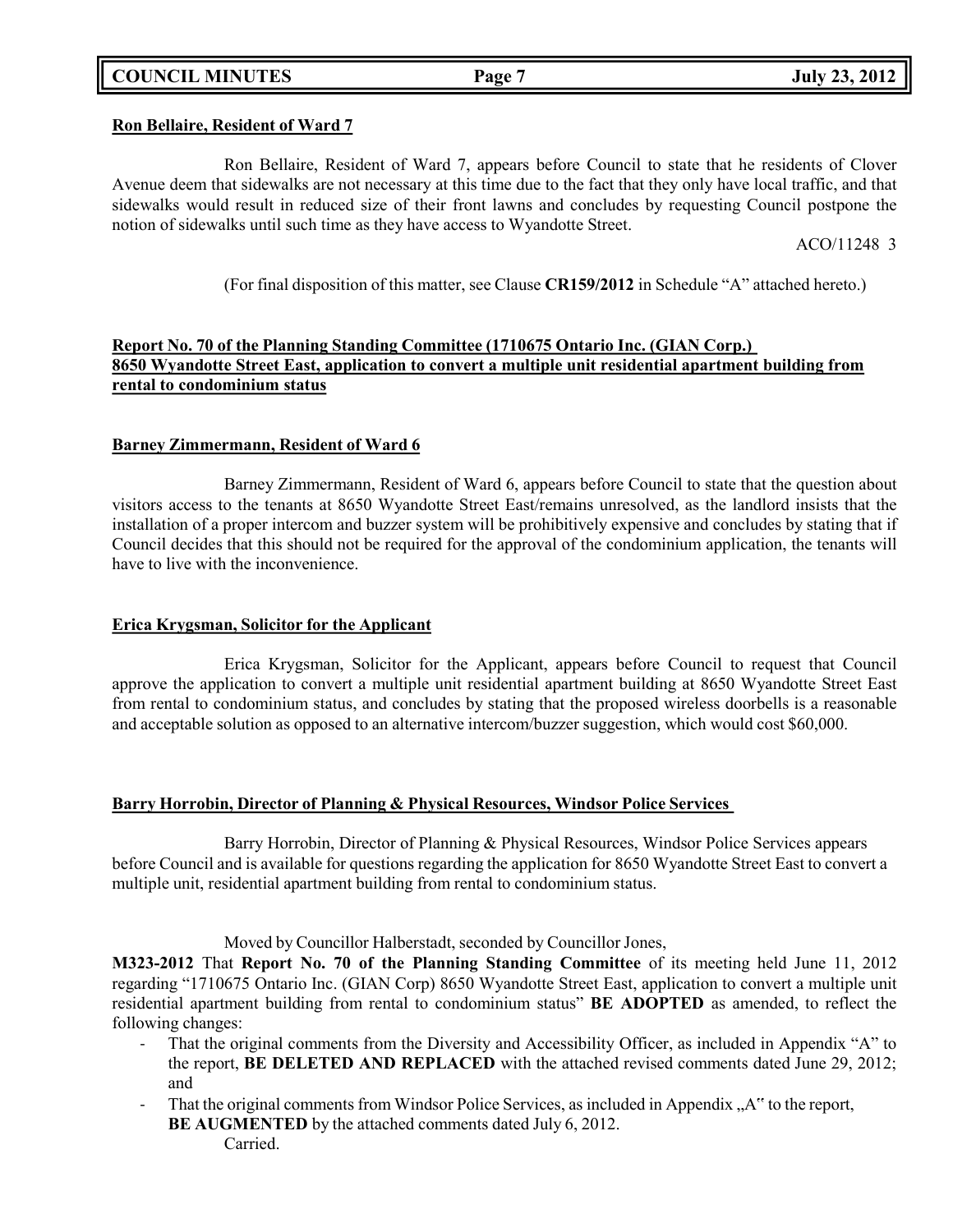**Ron Bellaire, Resident of Ward 7**

Ron Bellaire, Resident of Ward 7, appears before Council to state that he residents of Clover Avenue deem that sidewalks are not necessary at this time due to the fact that they only have local traffic, and that sidewalks would result in reduced size of their front lawns and concludes by requesting Council postpone the notion of sidewalks until such time as they have access to Wyandotte Street.

ACO/11248 3

(For final disposition of this matter, see Clause **CR159/2012** in Schedule "A" attached hereto.)

**Report No. 70 of the Planning Standing Committee (1710675 Ontario Inc. (GIAN Corp.) 8650 Wyandotte Street East, application to convert a multiple unit residential apartment building from rental to condominium status**

**Barney Zimmermann, Resident of Ward 6**

Barney Zimmermann, Resident of Ward 6, appears before Council to state that the question about visitors access to the tenants at 8650 Wyandotte Street East/remains unresolved, as the landlord insists that the installation of a proper intercom and buzzer system will be prohibitively expensive and concludes by stating that if Council decides that this should not be required for the approval of the condominium application, the tenants will have to live with the inconvenience.

**Erica Krygsman, Solicitor for the Applicant**

Erica Krygsman, Solicitor for the Applicant, appears before Council to request that Council approve the application to convert a multiple unit residential apartment building at 8650 Wyandotte Street East from rental to condominium status, and concludes by stating that the proposed wireless doorbells is a reasonable and acceptable solution as opposed to an alternative intercom/buzzer suggestion, which would cost $60,000.

**Barry Horrobin, Director of Planning & Physical Resources, Windsor Police Services**

Barry Horrobin, Director of Planning & Physical Resources, Windsor Police Services appears before Council and is available for questions regarding the application for 8650 Wyandotte Street East to convert a multiple unit, residential apartment building from rental to condominium status.

Moved by Councillor Halberstadt, seconded by Councillor Jones,

**M323-2012** That **Report No. 70 of the Planning Standing Committee** of its meeting held June 11, 2012 regarding "1710675 Ontario Inc. (GIAN Corp) 8650 Wyandotte Street East, application to convert a multiple unit residential apartment building from rental to condominium status" **BE ADOPTED** as amended, to reflect the following changes:

- That the original comments from the Diversity and Accessibility Officer, as included in Appendix "A" to the report, **BE DELETED AND REPLACED** with the attached revised comments dated June 29, 2012; and
- That the original comments from Windsor Police Services, as included in Appendix „A" to the report, **BE AUGMENTED** by the attached comments dated July 6, 2012.

Carried.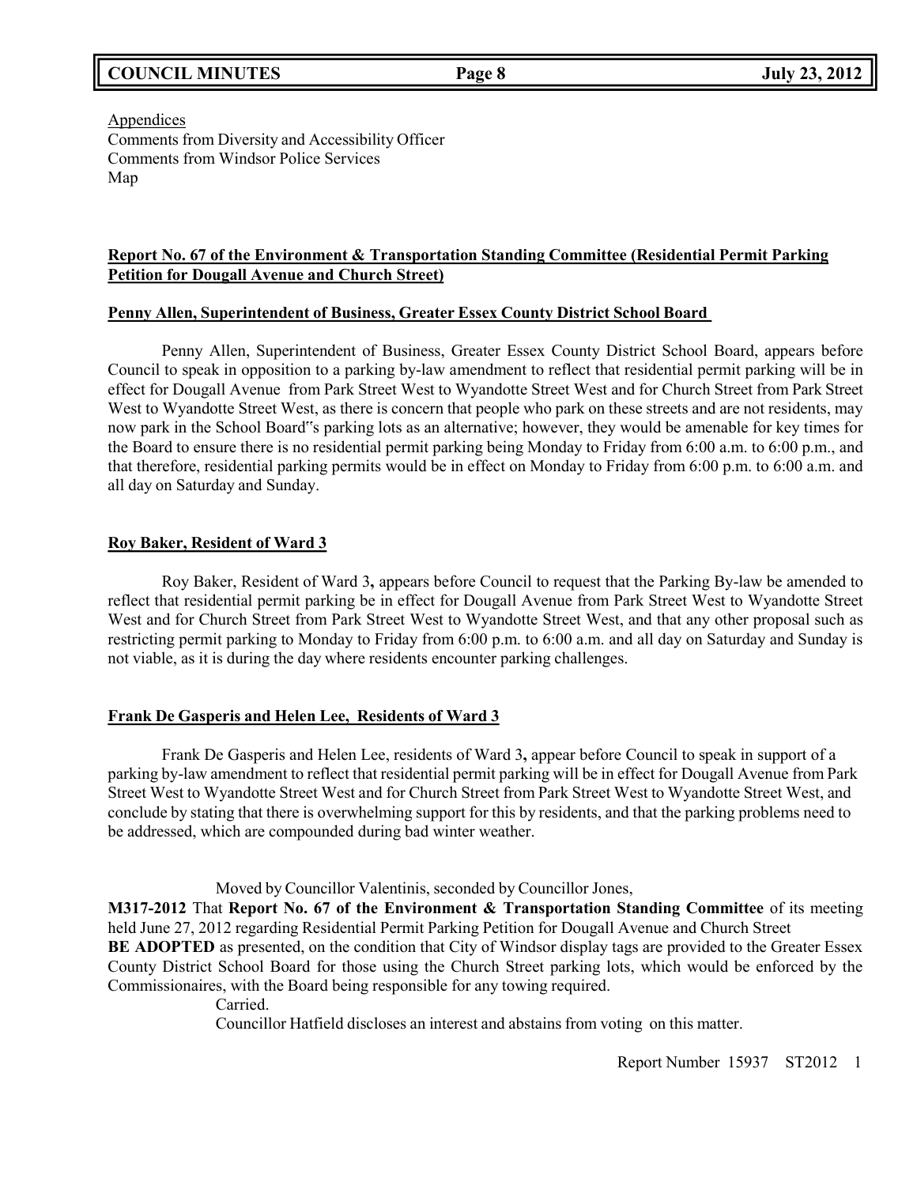Appendices
Comments from Diversity and Accessibility Officer
Comments from Windsor Police Services
Map

**Report No. 67 of the Environment & Transportation Standing Committee (Residential Permit Parking Petition for Dougall Avenue and Church Street)**

**Penny Allen, Superintendent of Business, Greater Essex County District School Board**

Penny Allen, Superintendent of Business, Greater Essex County District School Board, appears before Council to speak in opposition to a parking by-law amendment to reflect that residential permit parking will be in effect for Dougall Avenue from Park Street West to Wyandotte Street West and for Church Street from Park Street West to Wyandotte Street West, as there is concern that people who park on these streets and are not residents, may now park in the School Board‟s parking lots as an alternative; however, they would be amenable for key times for the Board to ensure there is no residential permit parking being Monday to Friday from 6:00 a.m. to 6:00 p.m., and that therefore, residential parking permits would be in effect on Monday to Friday from 6:00 p.m. to 6:00 a.m. and all day on Saturday and Sunday.

**Roy Baker, Resident of Ward 3**

Roy Baker, Resident of Ward 3**,** appears before Council to request that the Parking By-law be amended to reflect that residential permit parking be in effect for Dougall Avenue from Park Street West to Wyandotte Street West and for Church Street from Park Street West to Wyandotte Street West, and that any other proposal such as restricting permit parking to Monday to Friday from 6:00 p.m. to 6:00 a.m. and all day on Saturday and Sunday is not viable, as it is during the day where residents encounter parking challenges.

**Frank De Gasperis and Helen Lee, Residents of Ward 3**

Frank De Gasperis and Helen Lee, residents of Ward 3**,** appear before Council to speak in support of a parking by-law amendment to reflect that residential permit parking will be in effect for Dougall Avenue from Park Street West to Wyandotte Street West and for Church Street from Park Street West to Wyandotte Street West, and conclude by stating that there is overwhelming support for this by residents, and that the parking problems need to be addressed, which are compounded during bad winter weather.

Moved by Councillor Valentinis, seconded by Councillor Jones,

**M317-2012** That **Report No. 67 of the Environment & Transportation Standing Committee** of its meeting held June 27, 2012 regarding Residential Permit Parking Petition for Dougall Avenue and Church Street **BE ADOPTED** as presented, on the condition that City of Windsor display tags are provided to the Greater Essex County District School Board for those using the Church Street parking lots, which would be enforced by the Commissionaires, with the Board being responsible for any towing required.

Carried.

Councillor Hatfield discloses an interest and abstains from voting on this matter.

Report Number 15937 ST2012 1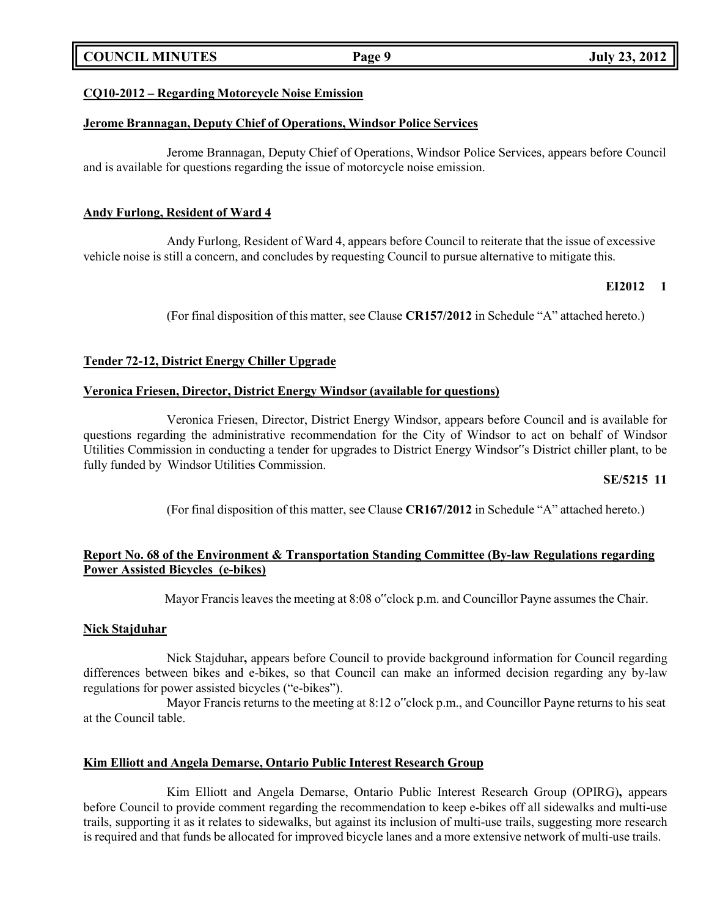**CQ10-2012 – Regarding Motorcycle Noise Emission**

**Jerome Brannagan, Deputy Chief of Operations, Windsor Police Services**

Jerome Brannagan, Deputy Chief of Operations, Windsor Police Services, appears before Council and is available for questions regarding the issue of motorcycle noise emission.

**Andy Furlong, Resident of Ward 4**

Andy Furlong, Resident of Ward 4, appears before Council to reiterate that the issue of excessive vehicle noise is still a concern, and concludes by requesting Council to pursue alternative to mitigate this.

**EI2012 1**

(For final disposition of this matter, see Clause **CR157/2012** in Schedule "A" attached hereto.)

**Tender 72-12, District Energy Chiller Upgrade**

**Veronica Friesen, Director, District Energy Windsor (available for questions)**

Veronica Friesen, Director, District Energy Windsor, appears before Council and is available for questions regarding the administrative recommendation for the City of Windsor to act on behalf of Windsor Utilities Commission in conducting a tender for upgrades to District Energy Windsor‟s District chiller plant, to be fully funded by Windsor Utilities Commission.

**SE/5215 11**

(For final disposition of this matter, see Clause **CR167/2012** in Schedule "A" attached hereto.)

**Report No. 68 of the Environment & Transportation Standing Committee (By-law Regulations regarding Power Assisted Bicycles (e-bikes)**

Mayor Francis leaves the meeting at 8:08 o‟clock p.m. and Councillor Payne assumes the Chair.

**Nick Stajduhar**

Nick Stajduhar**,** appears before Council to provide background information for Council regarding differences between bikes and e-bikes, so that Council can make an informed decision regarding any by-law regulations for power assisted bicycles ("e-bikes").

Mayor Francis returns to the meeting at 8:12 o‟clock p.m., and Councillor Payne returns to his seat at the Council table.

**Kim Elliott and Angela Demarse, Ontario Public Interest Research Group**

Kim Elliott and Angela Demarse, Ontario Public Interest Research Group (OPIRG)**,** appears before Council to provide comment regarding the recommendation to keep e-bikes off all sidewalks and multi-use trails, supporting it as it relates to sidewalks, but against its inclusion of multi-use trails, suggesting more research is required and that funds be allocated for improved bicycle lanes and a more extensive network of multi-use trails.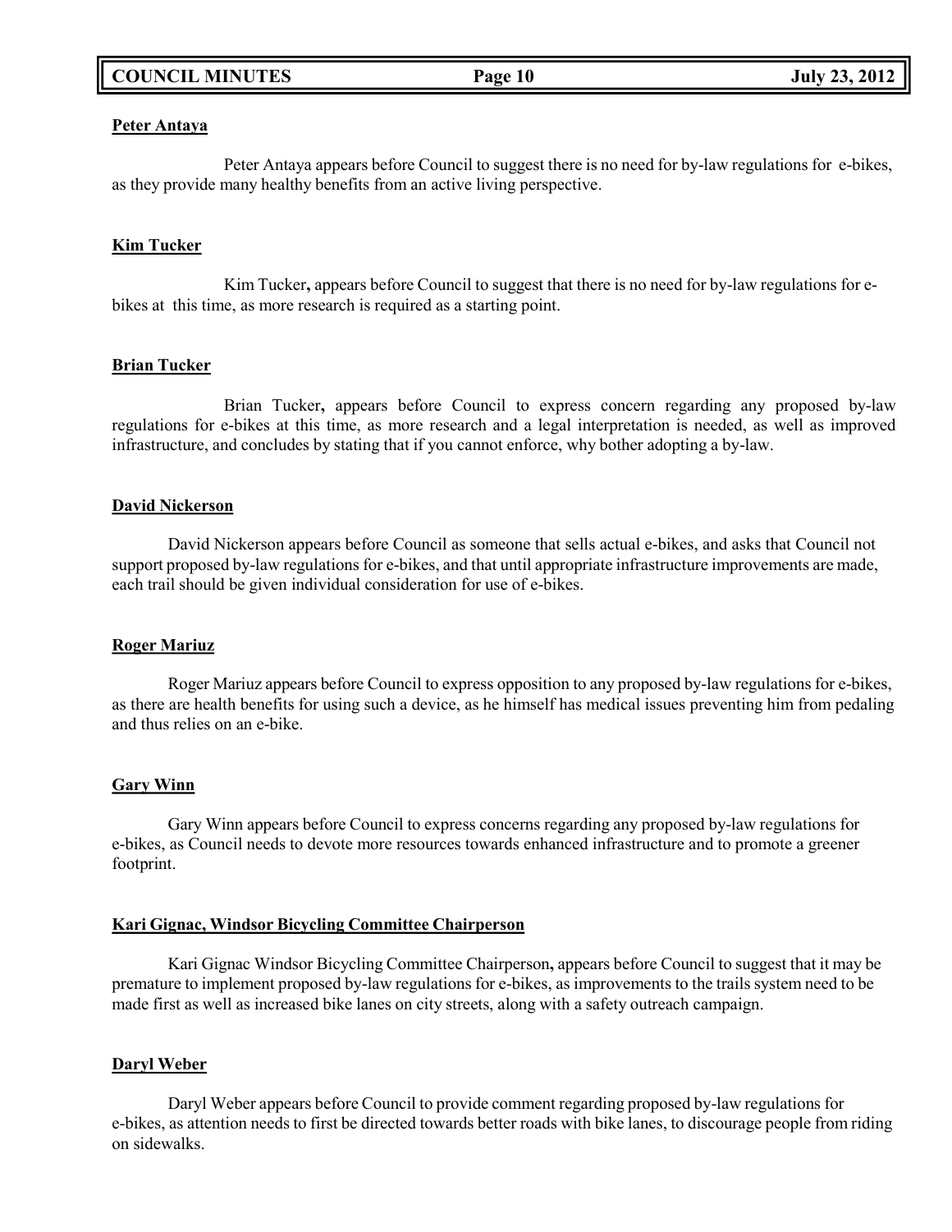**Peter Antaya**

Peter Antaya appears before Council to suggest there is no need for by-law regulations for e-bikes, as they provide many healthy benefits from an active living perspective.

**Kim Tucker**

Kim Tucker**,** appears before Council to suggest that there is no need for by-law regulations for e-bikes at this time, as more research is required as a starting point.

**Brian Tucker**

Brian Tucker**,** appears before Council to express concern regarding any proposed by-law regulations for e-bikes at this time, as more research and a legal interpretation is needed, as well as improved infrastructure, and concludes by stating that if you cannot enforce, why bother adopting a by-law.

**David Nickerson**

David Nickerson appears before Council as someone that sells actual e-bikes, and asks that Council not support proposed by-law regulations for e-bikes, and that until appropriate infrastructure improvements are made, each trail should be given individual consideration for use of e-bikes.

**Roger Mariuz**

Roger Mariuz appears before Council to express opposition to any proposed by-law regulations for e-bikes, as there are health benefits for using such a device, as he himself has medical issues preventing him from pedaling and thus relies on an e-bike.

**Gary Winn**

Gary Winn appears before Council to express concerns regarding any proposed by-law regulations for e-bikes, as Council needs to devote more resources towards enhanced infrastructure and to promote a greener footprint.

**Kari Gignac, Windsor Bicycling Committee Chairperson**

Kari Gignac Windsor Bicycling Committee Chairperson**,** appears before Council to suggest that it may be premature to implement proposed by-law regulations for e-bikes, as improvements to the trails system need to be made first as well as increased bike lanes on city streets, along with a safety outreach campaign.

**Daryl Weber**

Daryl Weber appears before Council to provide comment regarding proposed by-law regulations for e-bikes, as attention needs to first be directed towards better roads with bike lanes, to discourage people from riding on sidewalks.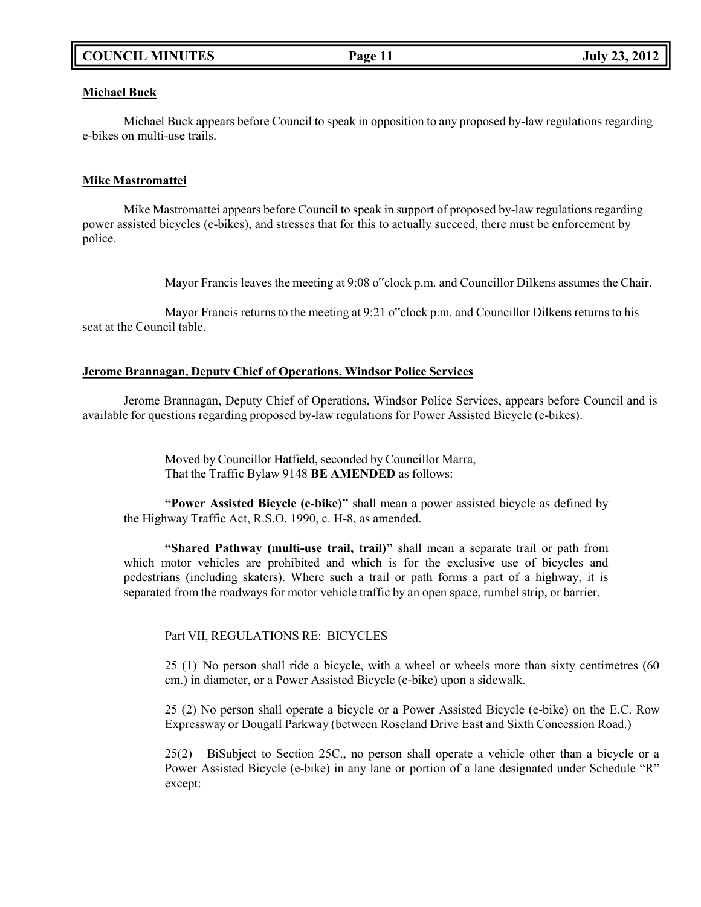**Michael Buck**

Michael Buck appears before Council to speak in opposition to any proposed by-law regulations regarding e-bikes on multi-use trails.

**Mike Mastromattei**

Mike Mastromattei appears before Council to speak in support of proposed by-law regulations regarding power assisted bicycles (e-bikes), and stresses that for this to actually succeed, there must be enforcement by police.

Mayor Francis leaves the meeting at 9:08 o"clock p.m. and Councillor Dilkens assumes the Chair.

Mayor Francis returns to the meeting at 9:21 o"clock p.m. and Councillor Dilkens returns to his seat at the Council table.

**Jerome Brannagan, Deputy Chief of Operations, Windsor Police Services**

Jerome Brannagan, Deputy Chief of Operations, Windsor Police Services, appears before Council and is available for questions regarding proposed by-law regulations for Power Assisted Bicycle (e-bikes).

Moved by Councillor Hatfield, seconded by Councillor Marra,
That the Traffic Bylaw 9148 **BE AMENDED** as follows:

**"Power Assisted Bicycle (e-bike)"** shall mean a power assisted bicycle as defined by the Highway Traffic Act, R.S.O. 1990, c. H-8, as amended.

**"Shared Pathway (multi-use trail, trail)"** shall mean a separate trail or path from which motor vehicles are prohibited and which is for the exclusive use of bicycles and pedestrians (including skaters). Where such a trail or path forms a part of a highway, it is separated from the roadways for motor vehicle traffic by an open space, rumbel strip, or barrier.

Part VII, REGULATIONS RE: BICYCLES

25 (1) No person shall ride a bicycle, with a wheel or wheels more than sixty centimetres (60 cm.) in diameter, or a Power Assisted Bicycle (e-bike) upon a sidewalk.

25 (2) No person shall operate a bicycle or a Power Assisted Bicycle (e-bike) on the E.C. Row Expressway or Dougall Parkway (between Roseland Drive East and Sixth Concession Road.)

25(2) BiSubject to Section 25C., no person shall operate a vehicle other than a bicycle or a Power Assisted Bicycle (e-bike) in any lane or portion of a lane designated under Schedule "R" except: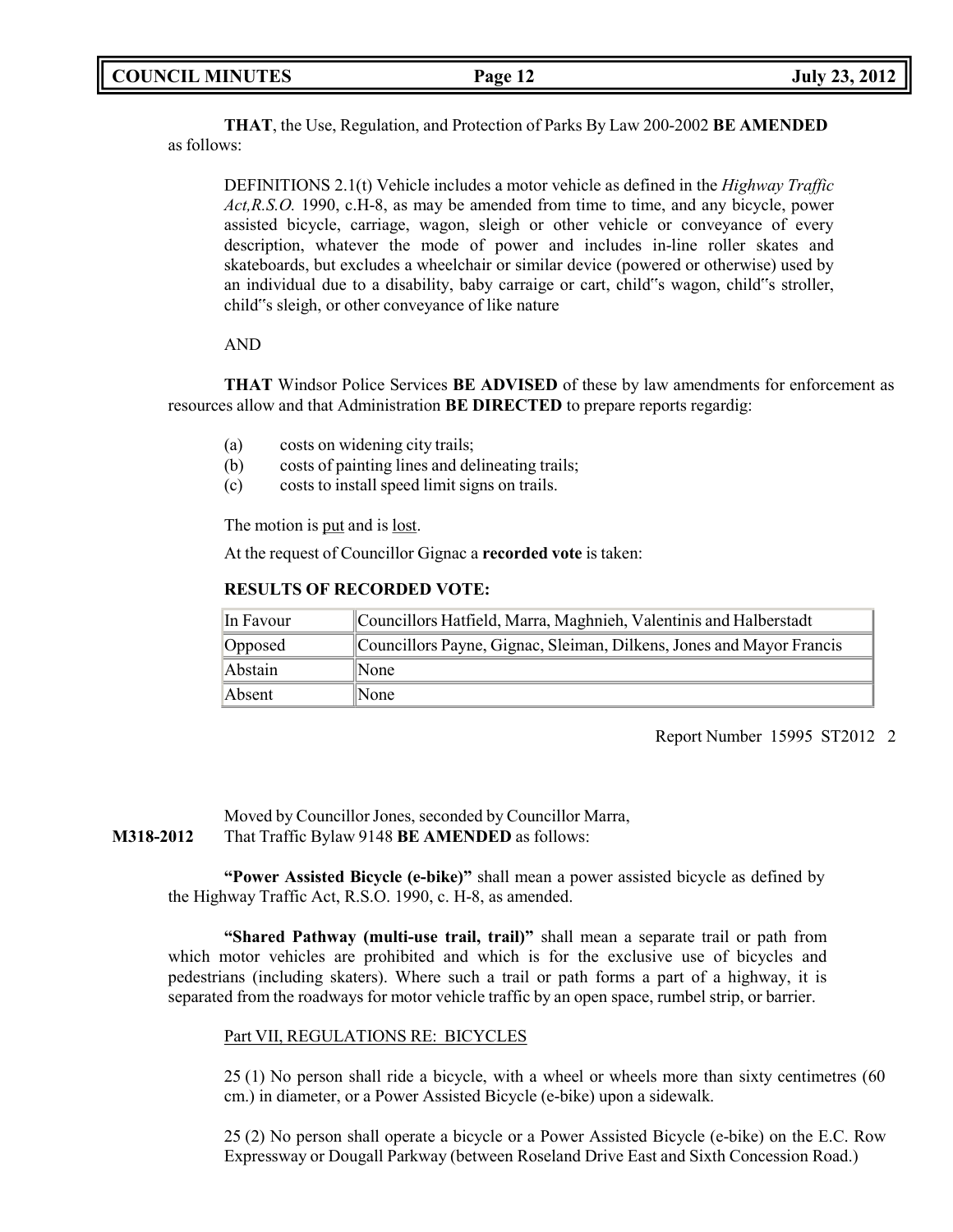**THAT**, the Use, Regulation, and Protection of Parks By Law 200-2002 **BE AMENDED** as follows:

DEFINITIONS 2.1(t) Vehicle includes a motor vehicle as defined in the *Highway Traffic Act,R.S.O.* 1990, c.H-8, as may be amended from time to time, and any bicycle, power assisted bicycle, carriage, wagon, sleigh or other vehicle or conveyance of every description, whatever the mode of power and includes in-line roller skates and skateboards, but excludes a wheelchair or similar device (powered or otherwise) used by an individual due to a disability, baby carraige or cart, child"s wagon, child"s stroller, child"s sleigh, or other conveyance of like nature

AND

**THAT** Windsor Police Services **BE ADVISED** of these by law amendments for enforcement as resources allow and that Administration **BE DIRECTED** to prepare reports regardig:

(a) costs on widening city trails;
(b) costs of painting lines and delineating trails;
(c) costs to install speed limit signs on trails.

The motion is put and is lost.

At the request of Councillor Gignac a **recorded vote** is taken:

**RESULTS OF RECORDED VOTE:**

| | |
|---|---|
| In Favour | Councillors Hatfield, Marra, Maghnieh, Valentinis and Halberstadt |
| Opposed | Councillors Payne, Gignac, Sleiman, Dilkens, Jones and Mayor Francis |
| Abstain | None |
| Absent | None |

Report Number 15995 ST2012 2

Moved by Councillor Jones, seconded by Councillor Marra,

**M318-2012** That Traffic Bylaw 9148 **BE AMENDED** as follows:

**"Power Assisted Bicycle (e-bike)"** shall mean a power assisted bicycle as defined by the Highway Traffic Act, R.S.O. 1990, c. H-8, as amended.

**"Shared Pathway (multi-use trail, trail)"** shall mean a separate trail or path from which motor vehicles are prohibited and which is for the exclusive use of bicycles and pedestrians (including skaters). Where such a trail or path forms a part of a highway, it is separated from the roadways for motor vehicle traffic by an open space, rumbel strip, or barrier.

Part VII, REGULATIONS RE: BICYCLES

25 (1) No person shall ride a bicycle, with a wheel or wheels more than sixty centimetres (60 cm.) in diameter, or a Power Assisted Bicycle (e-bike) upon a sidewalk.

25 (2) No person shall operate a bicycle or a Power Assisted Bicycle (e-bike) on the E.C. Row Expressway or Dougall Parkway (between Roseland Drive East and Sixth Concession Road.)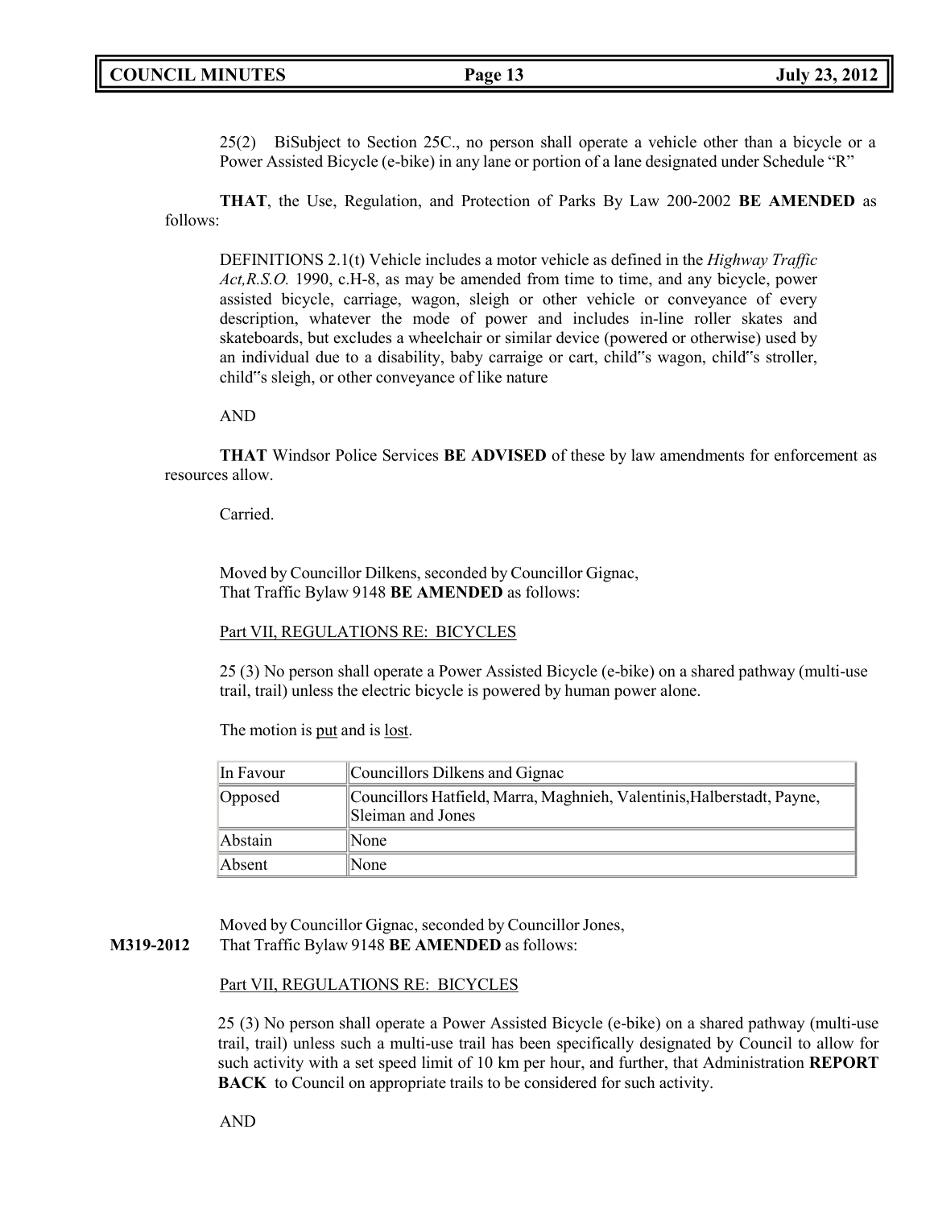25(2) BiSubject to Section 25C., no person shall operate a vehicle other than a bicycle or a Power Assisted Bicycle (e-bike) in any lane or portion of a lane designated under Schedule "R"

**THAT**, the Use, Regulation, and Protection of Parks By Law 200-2002 **BE AMENDED** as follows:

DEFINITIONS 2.1(t) Vehicle includes a motor vehicle as defined in the *Highway Traffic Act,R.S.O.* 1990, c.H-8, as may be amended from time to time, and any bicycle, power assisted bicycle, carriage, wagon, sleigh or other vehicle or conveyance of every description, whatever the mode of power and includes in-line roller skates and skateboards, but excludes a wheelchair or similar device (powered or otherwise) used by an individual due to a disability, baby carraige or cart, child‟s wagon, child‟s stroller, child‟s sleigh, or other conveyance of like nature

AND

**THAT** Windsor Police Services **BE ADVISED** of these by law amendments for enforcement as resources allow.

Carried.

Moved by Councillor Dilkens, seconded by Councillor Gignac,
That Traffic Bylaw 9148 **BE AMENDED** as follows:

Part VII, REGULATIONS RE: BICYCLES

25 (3) No person shall operate a Power Assisted Bicycle (e-bike) on a shared pathway (multi-use trail, trail) unless the electric bicycle is powered by human power alone.

The motion is put and is lost.

| In Favour | Councillors Dilkens and Gignac |
|---|---|
| Opposed | Councillors Hatfield, Marra, Maghnieh, Valentinis,Halberstadt, Payne, Sleiman and Jones |
| Abstain | None |
| Absent | None |

Moved by Councillor Gignac, seconded by Councillor Jones,

**M319-2012** That Traffic Bylaw 9148 **BE AMENDED** as follows:

Part VII, REGULATIONS RE: BICYCLES

25 (3) No person shall operate a Power Assisted Bicycle (e-bike) on a shared pathway (multi-use trail, trail) unless such a multi-use trail has been specifically designated by Council to allow for such activity with a set speed limit of 10 km per hour, and further, that Administration **REPORT BACK** to Council on appropriate trails to be considered for such activity.

AND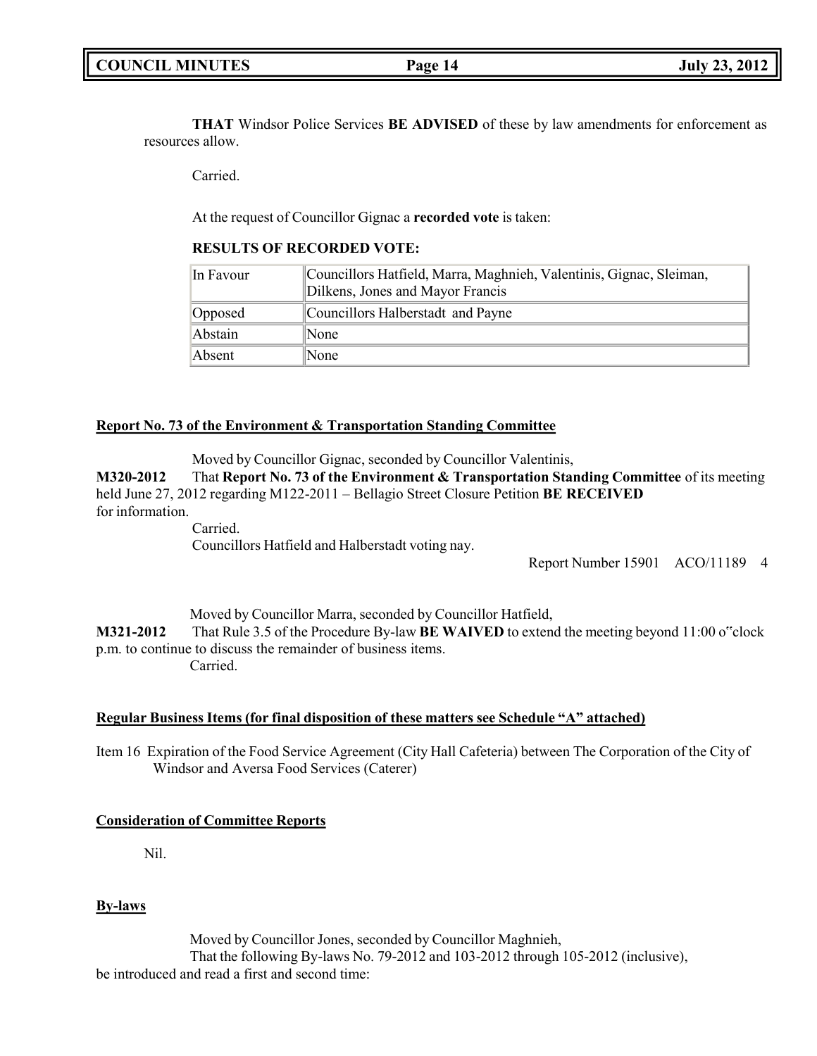**THAT** Windsor Police Services **BE ADVISED** of these by law amendments for enforcement as resources allow.

Carried.

At the request of Councillor Gignac a **recorded vote** is taken:

**RESULTS OF RECORDED VOTE:**

| In Favour | Councillors Hatfield, Marra, Maghnieh, Valentinis, Gignac, Sleiman, Dilkens, Jones and Mayor Francis |
|---|---|
| Opposed | Councillors Halberstadt and Payne |
| Abstain | None |
| Absent | None |

**Report No. 73 of the Environment & Transportation Standing Committee**

Moved by Councillor Gignac, seconded by Councillor Valentinis,

**M320-2012** That **Report No. 73 of the Environment & Transportation Standing Committee** of its meeting held June 27, 2012 regarding M122-2011 – Bellagio Street Closure Petition **BE RECEIVED** for information.

Carried.

Councillors Hatfield and Halberstadt voting nay.

Report Number 15901 ACO/11189 4

Moved by Councillor Marra, seconded by Councillor Hatfield,

**M321-2012** That Rule 3.5 of the Procedure By-law **BE WAIVED** to extend the meeting beyond 11:00 o"clock p.m. to continue to discuss the remainder of business items.

Carried.

**Regular Business Items (for final disposition of these matters see Schedule "A" attached)**

Item 16 Expiration of the Food Service Agreement (City Hall Cafeteria) between The Corporation of the City of Windsor and Aversa Food Services (Caterer)

**Consideration of Committee Reports**

Nil.

**By-laws**

Moved by Councillor Jones, seconded by Councillor Maghnieh,

That the following By-laws No. 79-2012 and 103-2012 through 105-2012 (inclusive), be introduced and read a first and second time: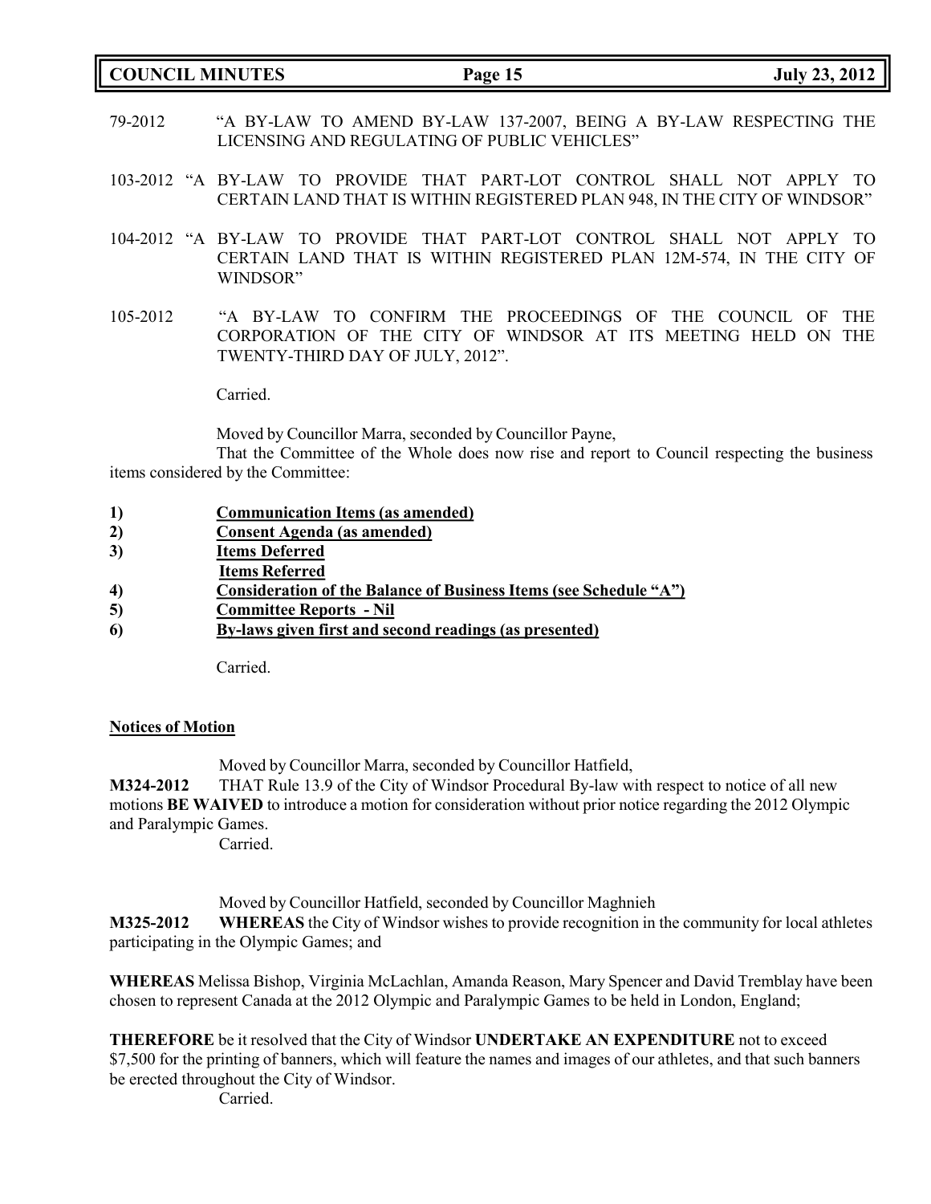79-2012 "A BY-LAW TO AMEND BY-LAW 137-2007, BEING A BY-LAW RESPECTING THE LICENSING AND REGULATING OF PUBLIC VEHICLES"

103-2012 "A BY-LAW TO PROVIDE THAT PART-LOT CONTROL SHALL NOT APPLY TO CERTAIN LAND THAT IS WITHIN REGISTERED PLAN 948, IN THE CITY OF WINDSOR"

104-2012 "A BY-LAW TO PROVIDE THAT PART-LOT CONTROL SHALL NOT APPLY TO CERTAIN LAND THAT IS WITHIN REGISTERED PLAN 12M-574, IN THE CITY OF WINDSOR"

105-2012 "A BY-LAW TO CONFIRM THE PROCEEDINGS OF THE COUNCIL OF THE CORPORATION OF THE CITY OF WINDSOR AT ITS MEETING HELD ON THE TWENTY-THIRD DAY OF JULY, 2012".

Carried.

Moved by Councillor Marra, seconded by Councillor Payne,

That the Committee of the Whole does now rise and report to Council respecting the business items considered by the Committee:

1) **Communication Items (as amended)**
2) **Consent Agenda (as amended)**
3) **Items Deferred**
   **Items Referred**
4) **Consideration of the Balance of Business Items (see Schedule "A")**
5) **Committee Reports - Nil**
6) **By-laws given first and second readings (as presented)**

Carried.

**Notices of Motion**

Moved by Councillor Marra, seconded by Councillor Hatfield,

**M324-2012** THAT Rule 13.9 of the City of Windsor Procedural By-law with respect to notice of all new motions **BE WAIVED** to introduce a motion for consideration without prior notice regarding the 2012 Olympic and Paralympic Games.

Carried.

Moved by Councillor Hatfield, seconded by Councillor Maghnieh

**M325-2012** **WHEREAS** the City of Windsor wishes to provide recognition in the community for local athletes participating in the Olympic Games; and

**WHEREAS** Melissa Bishop, Virginia McLachlan, Amanda Reason, Mary Spencer and David Tremblay have been chosen to represent Canada at the 2012 Olympic and Paralympic Games to be held in London, England;

**THEREFORE** be it resolved that the City of Windsor **UNDERTAKE AN EXPENDITURE** not to exceed $7,500 for the printing of banners, which will feature the names and images of our athletes, and that such banners be erected throughout the City of Windsor.

Carried.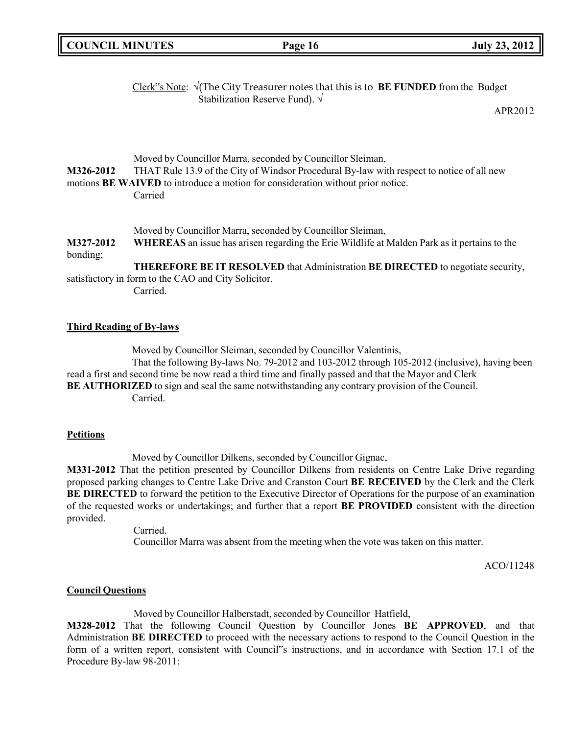Clerk"s Note: √(The City Treasurer notes that this is to **BE FUNDED** from the Budget Stabilization Reserve Fund). √

APR2012

Moved by Councillor Marra, seconded by Councillor Sleiman,

**M326-2012** THAT Rule 13.9 of the City of Windsor Procedural By-law with respect to notice of all new motions **BE WAIVED** to introduce a motion for consideration without prior notice.

Carried

Moved by Councillor Marra, seconded by Councillor Sleiman,

**M327-2012** **WHEREAS** an issue has arisen regarding the Erie Wildlife at Malden Park as it pertains to the bonding;

**THEREFORE BE IT RESOLVED** that Administration **BE DIRECTED** to negotiate security, satisfactory in form to the CAO and City Solicitor.

Carried.

**Third Reading of By-laws**

Moved by Councillor Sleiman, seconded by Councillor Valentinis,

That the following By-laws No. 79-2012 and 103-2012 through 105-2012 (inclusive), having been read a first and second time be now read a third time and finally passed and that the Mayor and Clerk **BE AUTHORIZED** to sign and seal the same notwithstanding any contrary provision of the Council.

Carried.

**Petitions**

Moved by Councillor Dilkens, seconded by Councillor Gignac,

**M331-2012** That the petition presented by Councillor Dilkens from residents on Centre Lake Drive regarding proposed parking changes to Centre Lake Drive and Cranston Court **BE RECEIVED** by the Clerk and the Clerk **BE DIRECTED** to forward the petition to the Executive Director of Operations for the purpose of an examination of the requested works or undertakings; and further that a report **BE PROVIDED** consistent with the direction provided.

Carried.

Councillor Marra was absent from the meeting when the vote was taken on this matter.

ACO/11248

**Council Questions**

Moved by Councillor Halberstadt, seconded by Councillor Hatfield,

**M328-2012** That the following Council Question by Councillor Jones **BE APPROVED**, and that Administration **BE DIRECTED** to proceed with the necessary actions to respond to the Council Question in the form of a written report, consistent with Council"s instructions, and in accordance with Section 17.1 of the Procedure By-law 98-2011: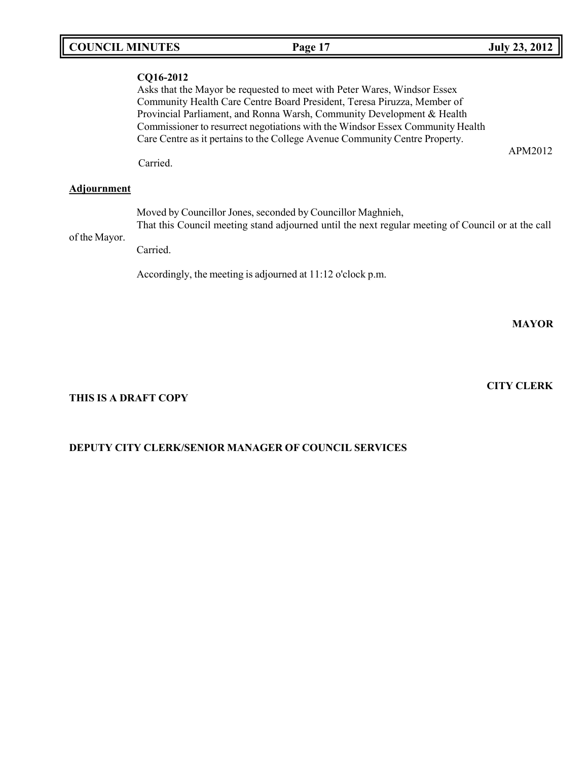**CQ16-2012**

Asks that the Mayor be requested to meet with Peter Wares, Windsor Essex Community Health Care Centre Board President, Teresa Piruzza, Member of Provincial Parliament, and Ronna Warsh, Community Development & Health Commissioner to resurrect negotiations with the Windsor Essex Community Health Care Centre as it pertains to the College Avenue Community Centre Property.

APM2012

Carried.

**Adjournment**

Moved by Councillor Jones, seconded by Councillor Maghnieh,
That this Council meeting stand adjourned until the next regular meeting of Council or at the call of the Mayor.

Carried.

Accordingly, the meeting is adjourned at 11:12 o'clock p.m.

**MAYOR**

**CITY CLERK**

**THIS IS A DRAFT COPY**

**DEPUTY CITY CLERK/SENIOR MANAGER OF COUNCIL SERVICES**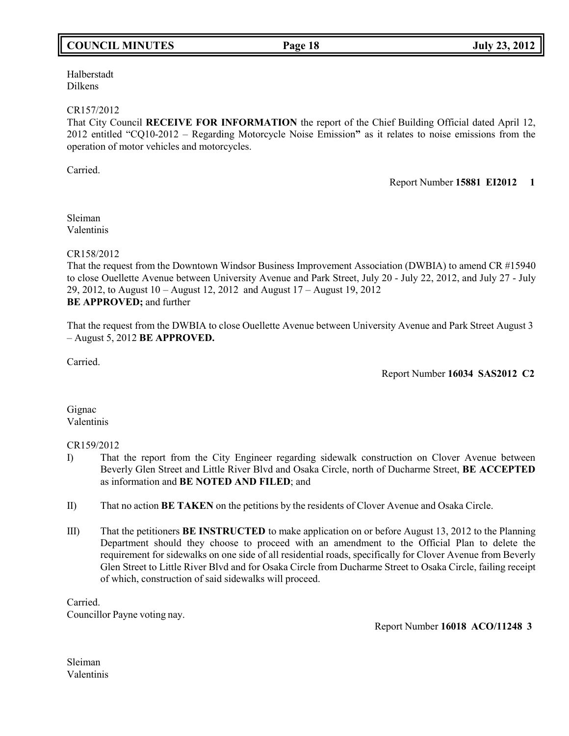Halberstadt
Dilkens

CR157/2012
That City Council **RECEIVE FOR INFORMATION** the report of the Chief Building Official dated April 12, 2012 entitled "CQ10-2012 – Regarding Motorcycle Noise Emission**"** as it relates to noise emissions from the operation of motor vehicles and motorcycles.

Carried.

Report Number **15881 EI2012 1**

Sleiman
Valentinis

CR158/2012
That the request from the Downtown Windsor Business Improvement Association (DWBIA) to amend CR #15940 to close Ouellette Avenue between University Avenue and Park Street, July 20 - July 22, 2012, and July 27 - July 29, 2012, to August 10 – August 12, 2012 and August 17 – August 19, 2012
**BE APPROVED;** and further

That the request from the DWBIA to close Ouellette Avenue between University Avenue and Park Street August 3 – August 5, 2012 **BE APPROVED.**

Carried.

Report Number **16034 SAS2012 C2**

Gignac
Valentinis

CR159/2012

I) That the report from the City Engineer regarding sidewalk construction on Clover Avenue between Beverly Glen Street and Little River Blvd and Osaka Circle, north of Ducharme Street, **BE ACCEPTED** as information and **BE NOTED AND FILED**; and

II) That no action **BE TAKEN** on the petitions by the residents of Clover Avenue and Osaka Circle.

III) That the petitioners **BE INSTRUCTED** to make application on or before August 13, 2012 to the Planning Department should they choose to proceed with an amendment to the Official Plan to delete the requirement for sidewalks on one side of all residential roads, specifically for Clover Avenue from Beverly Glen Street to Little River Blvd and for Osaka Circle from Ducharme Street to Osaka Circle, failing receipt of which, construction of said sidewalks will proceed.

Carried.
Councillor Payne voting nay.

Report Number **16018 ACO/11248 3**

Sleiman
Valentinis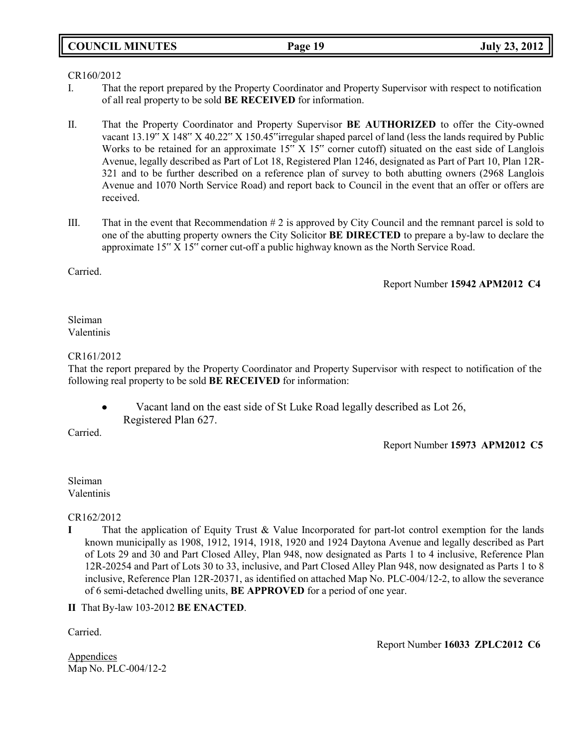CR160/2012

I. That the report prepared by the Property Coordinator and Property Supervisor with respect to notification of all real property to be sold **BE RECEIVED** for information.

II. That the Property Coordinator and Property Supervisor **BE AUTHORIZED** to offer the City-owned vacant 13.19‟ X 148‟ X 40.22‟ X 150.45‟irregular shaped parcel of land (less the lands required by Public Works to be retained for an approximate 15‟ X 15‟ corner cutoff) situated on the east side of Langlois Avenue, legally described as Part of Lot 18, Registered Plan 1246, designated as Part of Part 10, Plan 12R-321 and to be further described on a reference plan of survey to both abutting owners (2968 Langlois Avenue and 1070 North Service Road) and report back to Council in the event that an offer or offers are received.

III. That in the event that Recommendation # 2 is approved by City Council and the remnant parcel is sold to one of the abutting property owners the City Solicitor **BE DIRECTED** to prepare a by-law to declare the approximate 15‟ X 15‟ corner cut-off a public highway known as the North Service Road.

Carried.

Report Number **15942 APM2012 C4**

Sleiman
Valentinis

CR161/2012

That the report prepared by the Property Coordinator and Property Supervisor with respect to notification of the following real property to be sold **BE RECEIVED** for information:

- Vacant land on the east side of St Luke Road legally described as Lot 26, Registered Plan 627.

Carried.

Report Number **15973 APM2012 C5**

Sleiman
Valentinis

CR162/2012

**I** That the application of Equity Trust & Value Incorporated for part-lot control exemption for the lands known municipally as 1908, 1912, 1914, 1918, 1920 and 1924 Daytona Avenue and legally described as Part of Lots 29 and 30 and Part Closed Alley, Plan 948, now designated as Parts 1 to 4 inclusive, Reference Plan 12R-20254 and Part of Lots 30 to 33, inclusive, and Part Closed Alley Plan 948, now designated as Parts 1 to 8 inclusive, Reference Plan 12R-20371, as identified on attached Map No. PLC-004/12-2, to allow the severance of 6 semi-detached dwelling units, **BE APPROVED** for a period of one year.

**II** That By-law 103-2012 **BE ENACTED**.

Carried.

Report Number **16033 ZPLC2012 C6**

Appendices
Map No. PLC-004/12-2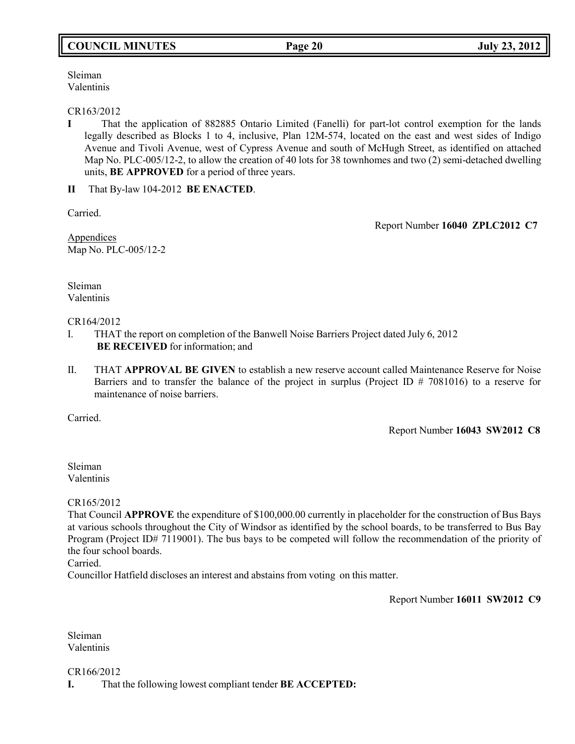Sleiman
Valentinis

CR163/2012

**I** That the application of 882885 Ontario Limited (Fanelli) for part-lot control exemption for the lands legally described as Blocks 1 to 4, inclusive, Plan 12M-574, located on the east and west sides of Indigo Avenue and Tivoli Avenue, west of Cypress Avenue and south of McHugh Street, as identified on attached Map No. PLC-005/12-2, to allow the creation of 40 lots for 38 townhomes and two (2) semi-detached dwelling units, **BE APPROVED** for a period of three years.

**II** That By-law 104-2012 **BE ENACTED**.

Carried.

Report Number **16040 ZPLC2012 C7**

Appendices
Map No. PLC-005/12-2

Sleiman
Valentinis

CR164/2012

I. THAT the report on completion of the Banwell Noise Barriers Project dated July 6, 2012 **BE RECEIVED** for information; and

II. THAT **APPROVAL BE GIVEN** to establish a new reserve account called Maintenance Reserve for Noise Barriers and to transfer the balance of the project in surplus (Project ID # 7081016) to a reserve for maintenance of noise barriers.

Carried.

Report Number **16043 SW2012 C8**

Sleiman
Valentinis

CR165/2012

That Council **APPROVE** the expenditure of $100,000.00 currently in placeholder for the construction of Bus Bays at various schools throughout the City of Windsor as identified by the school boards, to be transferred to Bus Bay Program (Project ID# 7119001). The bus bays to be competed will follow the recommendation of the priority of the four school boards.

Carried.

Councillor Hatfield discloses an interest and abstains from voting on this matter.

Report Number **16011 SW2012 C9**

Sleiman
Valentinis

CR166/2012

**I.** That the following lowest compliant tender **BE ACCEPTED:**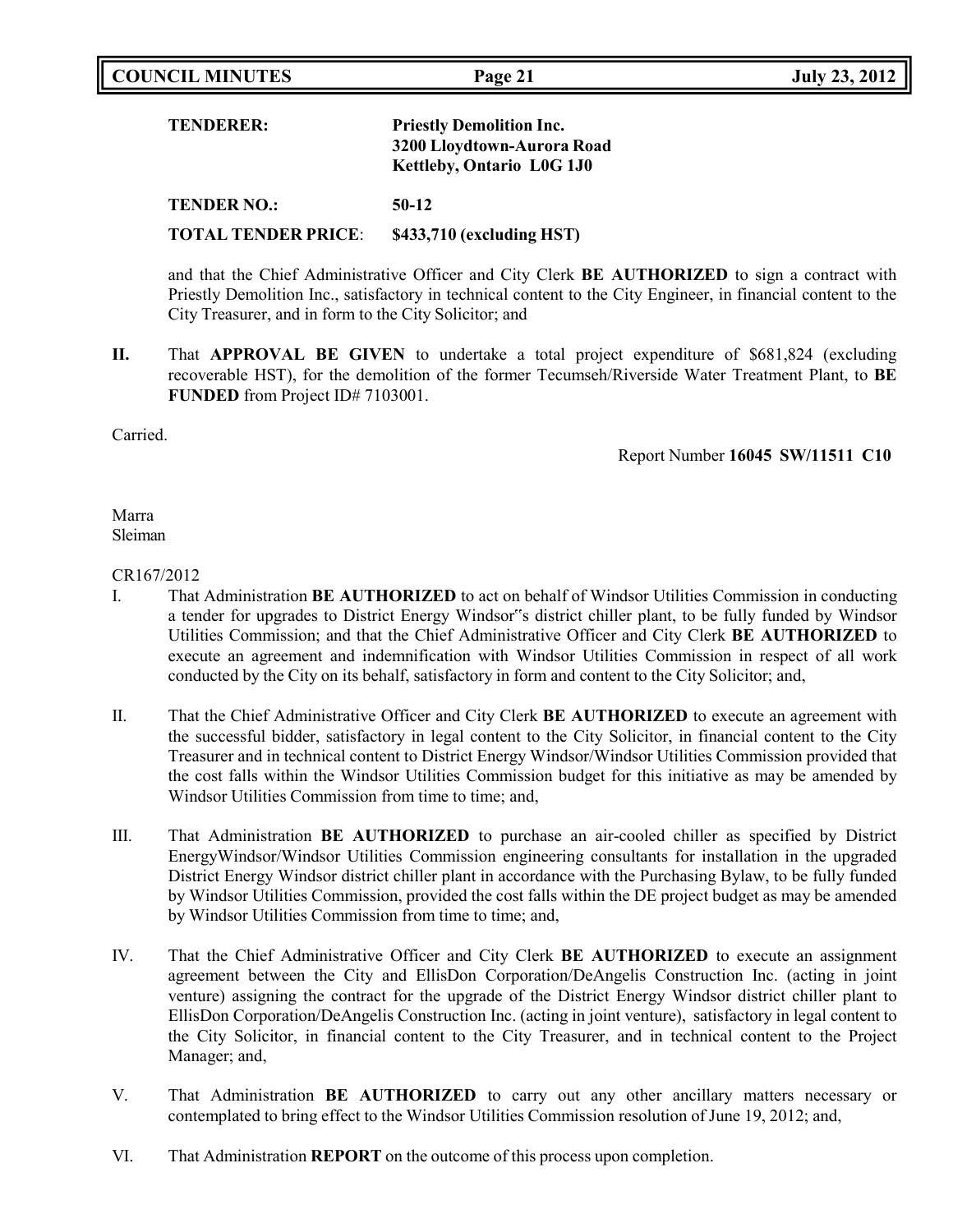**TENDERER:** **Priestly Demolition Inc.**
**3200 Lloydtown-Aurora Road**
**Kettleby, Ontario L0G 1J0**

**TENDER NO.:** **50-12**

**TOTAL TENDER PRICE**: **$433,710 (excluding HST)**

and that the Chief Administrative Officer and City Clerk **BE AUTHORIZED** to sign a contract with Priestly Demolition Inc., satisfactory in technical content to the City Engineer, in financial content to the City Treasurer, and in form to the City Solicitor; and

**II.** That **APPROVAL BE GIVEN** to undertake a total project expenditure of $681,824 (excluding recoverable HST), for the demolition of the former Tecumseh/Riverside Water Treatment Plant, to **BE FUNDED** from Project ID# 7103001.

Carried.

Report Number **16045 SW/11511 C10**

Marra
Sleiman

CR167/2012

I. That Administration **BE AUTHORIZED** to act on behalf of Windsor Utilities Commission in conducting a tender for upgrades to District Energy Windsor"s district chiller plant, to be fully funded by Windsor Utilities Commission; and that the Chief Administrative Officer and City Clerk **BE AUTHORIZED** to execute an agreement and indemnification with Windsor Utilities Commission in respect of all work conducted by the City on its behalf, satisfactory in form and content to the City Solicitor; and,

II. That the Chief Administrative Officer and City Clerk **BE AUTHORIZED** to execute an agreement with the successful bidder, satisfactory in legal content to the City Solicitor, in financial content to the City Treasurer and in technical content to District Energy Windsor/Windsor Utilities Commission provided that the cost falls within the Windsor Utilities Commission budget for this initiative as may be amended by Windsor Utilities Commission from time to time; and,

III. That Administration **BE AUTHORIZED** to purchase an air-cooled chiller as specified by District EnergyWindsor/Windsor Utilities Commission engineering consultants for installation in the upgraded District Energy Windsor district chiller plant in accordance with the Purchasing Bylaw, to be fully funded by Windsor Utilities Commission, provided the cost falls within the DE project budget as may be amended by Windsor Utilities Commission from time to time; and,

IV. That the Chief Administrative Officer and City Clerk **BE AUTHORIZED** to execute an assignment agreement between the City and EllisDon Corporation/DeAngelis Construction Inc. (acting in joint venture) assigning the contract for the upgrade of the District Energy Windsor district chiller plant to EllisDon Corporation/DeAngelis Construction Inc. (acting in joint venture), satisfactory in legal content to the City Solicitor, in financial content to the City Treasurer, and in technical content to the Project Manager; and,

V. That Administration **BE AUTHORIZED** to carry out any other ancillary matters necessary or contemplated to bring effect to the Windsor Utilities Commission resolution of June 19, 2012; and,

VI. That Administration **REPORT** on the outcome of this process upon completion.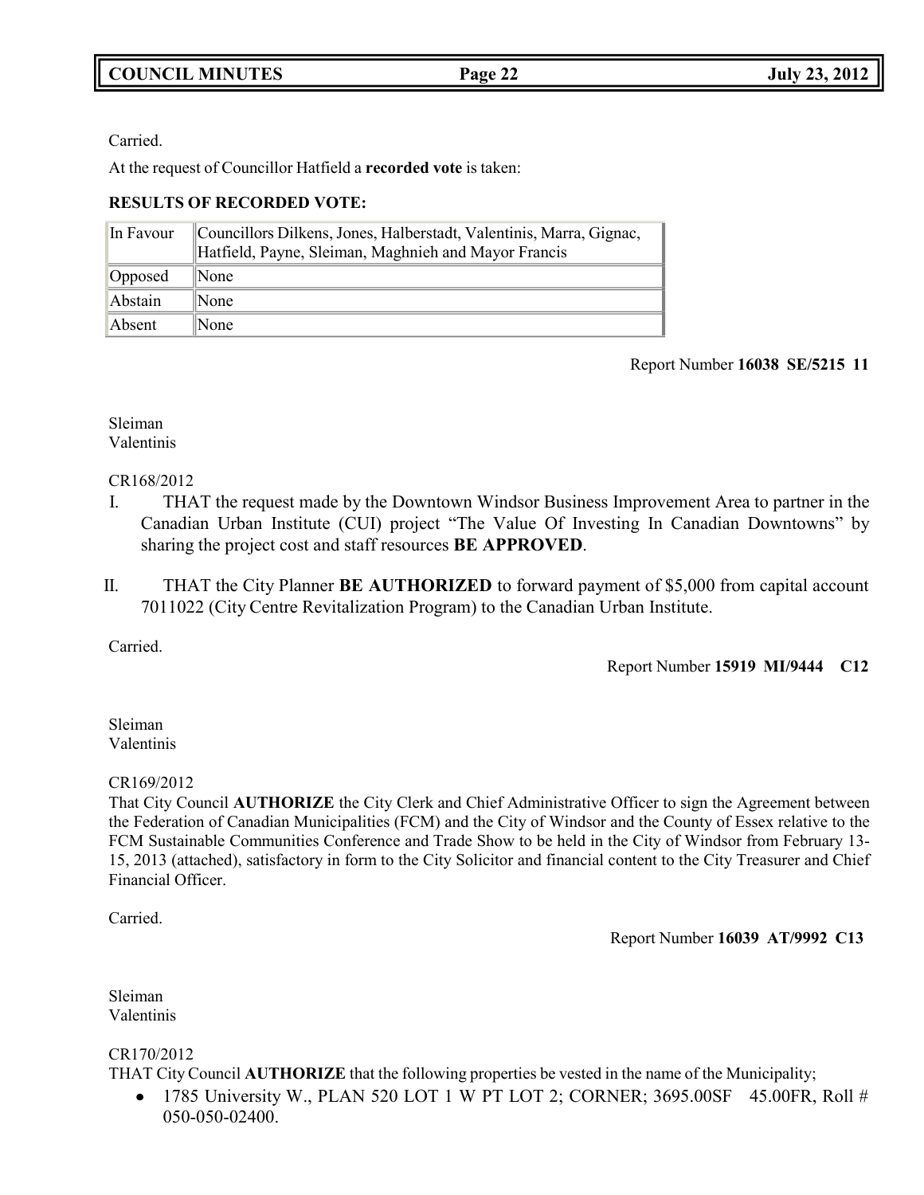Carried.

At the request of Councillor Hatfield a **recorded vote** is taken:

**RESULTS OF RECORDED VOTE:**

| In Favour | Councillors Dilkens, Jones, Halberstadt, Valentinis, Marra, Gignac, Hatfield, Payne, Sleiman, Maghnieh and Mayor Francis |
|---|---|
| Opposed | None |
| Abstain | None |
| Absent | None |

Report Number **16038 SE/5215 11**

Sleiman
Valentinis

CR168/2012

I. THAT the request made by the Downtown Windsor Business Improvement Area to partner in the Canadian Urban Institute (CUI) project "The Value Of Investing In Canadian Downtowns" by sharing the project cost and staff resources **BE APPROVED**.

II. THAT the City Planner **BE AUTHORIZED** to forward payment of $5,000 from capital account 7011022 (City Centre Revitalization Program) to the Canadian Urban Institute.

Carried.

Report Number **15919 MI/9444 C12**

Sleiman
Valentinis

CR169/2012

That City Council **AUTHORIZE** the City Clerk and Chief Administrative Officer to sign the Agreement between the Federation of Canadian Municipalities (FCM) and the City of Windsor and the County of Essex relative to the FCM Sustainable Communities Conference and Trade Show to be held in the City of Windsor from February 13-15, 2013 (attached), satisfactory in form to the City Solicitor and financial content to the City Treasurer and Chief Financial Officer.

Carried.

Report Number **16039 AT/9992 C13**

Sleiman
Valentinis

CR170/2012

THAT City Council **AUTHORIZE** that the following properties be vested in the name of the Municipality;

- 1785 University W., PLAN 520 LOT 1 W PT LOT 2; CORNER; 3695.00SF 45.00FR, Roll # 050-050-02400.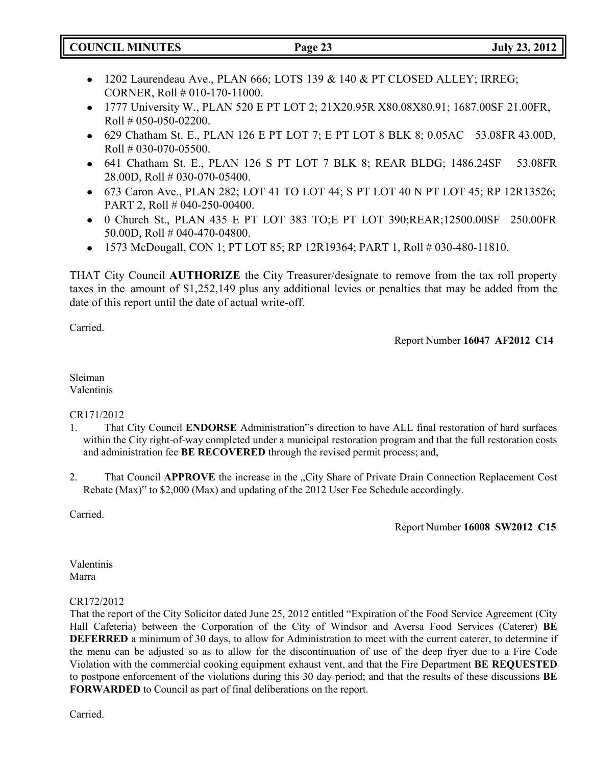- 1202 Laurendeau Ave., PLAN 666; LOTS 139 & 140 & PT CLOSED ALLEY; IRREG; CORNER, Roll # 010-170-11000.
- 1777 University W., PLAN 520 E PT LOT 2; 21X20.95R X80.08X80.91; 1687.00SF 21.00FR, Roll # 050-050-02200.
- 629 Chatham St. E., PLAN 126 E PT LOT 7; E PT LOT 8 BLK 8; 0.05AC 53.08FR 43.00D, Roll # 030-070-05500.
- 641 Chatham St. E., PLAN 126 S PT LOT 7 BLK 8; REAR BLDG; 1486.24SF 53.08FR 28.00D, Roll # 030-070-05400.
- 673 Caron Ave., PLAN 282; LOT 41 TO LOT 44; S PT LOT 40 N PT LOT 45; RP 12R13526; PART 2, Roll # 040-250-00400.
- 0 Church St., PLAN 435 E PT LOT 383 TO;E PT LOT 390;REAR;12500.00SF 250.00FR 50.00D, Roll # 040-470-04800.
- 1573 McDougall, CON 1; PT LOT 85; RP 12R19364; PART 1, Roll # 030-480-11810.

THAT City Council **AUTHORIZE** the City Treasurer/designate to remove from the tax roll property taxes in the amount of $1,252,149 plus any additional levies or penalties that may be added from the date of this report until the date of actual write-off.

Carried.

Report Number **16047 AF2012 C14**

Sleiman
Valentinis

CR171/2012

1. That City Council **ENDORSE** Administration"s direction to have ALL final restoration of hard surfaces within the City right-of-way completed under a municipal restoration program and that the full restoration costs and administration fee **BE RECOVERED** through the revised permit process; and,

2. That Council **APPROVE** the increase in the „City Share of Private Drain Connection Replacement Cost Rebate (Max)" to $2,000 (Max) and updating of the 2012 User Fee Schedule accordingly.

Carried.

Report Number **16008 SW2012 C15**

Valentinis
Marra

CR172/2012

That the report of the City Solicitor dated June 25, 2012 entitled "Expiration of the Food Service Agreement (City Hall Cafeteria) between the Corporation of the City of Windsor and Aversa Food Services (Caterer) **BE DEFERRED** a minimum of 30 days, to allow for Administration to meet with the current caterer, to determine if the menu can be adjusted so as to allow for the discontinuation of use of the deep fryer due to a Fire Code Violation with the commercial cooking equipment exhaust vent, and that the Fire Department **BE REQUESTED** to postpone enforcement of the violations during this 30 day period; and that the results of these discussions **BE FORWARDED** to Council as part of final deliberations on the report.

Carried.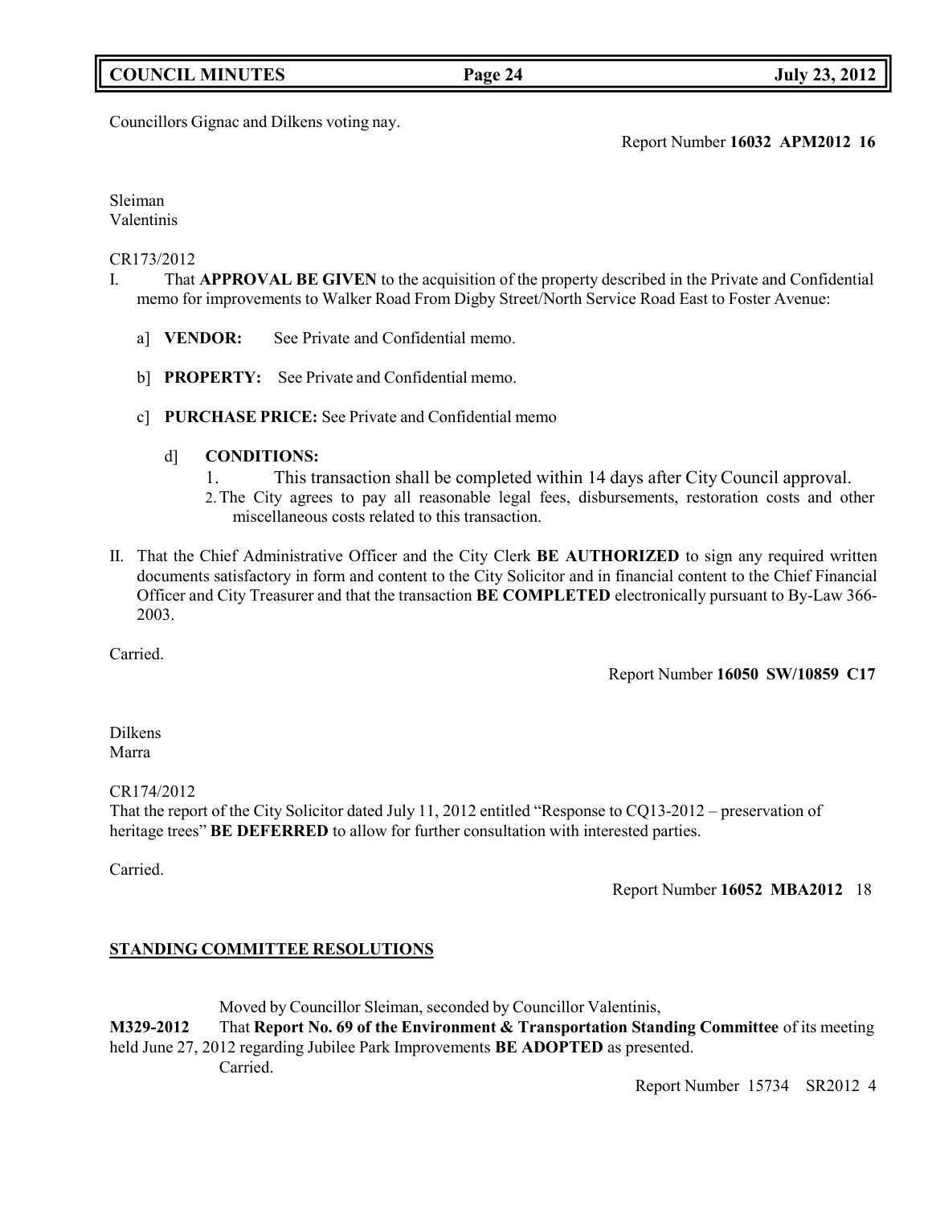Councillors Gignac and Dilkens voting nay.

Report Number **16032 APM2012 16**

Sleiman
Valentinis

CR173/2012

I. That **APPROVAL BE GIVEN** to the acquisition of the property described in the Private and Confidential memo for improvements to Walker Road From Digby Street/North Service Road East to Foster Avenue:

   a] **VENDOR:** See Private and Confidential memo.

   b] **PROPERTY:** See Private and Confidential memo.

   c] **PURCHASE PRICE:** See Private and Confidential memo

   d] **CONDITIONS:**

      1. This transaction shall be completed within 14 days after City Council approval.
      2. The City agrees to pay all reasonable legal fees, disbursements, restoration costs and other miscellaneous costs related to this transaction.

II. That the Chief Administrative Officer and the City Clerk **BE AUTHORIZED** to sign any required written documents satisfactory in form and content to the City Solicitor and in financial content to the Chief Financial Officer and City Treasurer and that the transaction **BE COMPLETED** electronically pursuant to By-Law 366-2003.

Carried.

Report Number **16050 SW/10859 C17**

Dilkens
Marra

CR174/2012

That the report of the City Solicitor dated July 11, 2012 entitled "Response to CQ13-2012 – preservation of heritage trees" **BE DEFERRED** to allow for further consultation with interested parties.

Carried.

Report Number **16052 MBA2012** 18

## STANDING COMMITTEE RESOLUTIONS

Moved by Councillor Sleiman, seconded by Councillor Valentinis,

**M329-2012** That **Report No. 69 of the Environment & Transportation Standing Committee** of its meeting held June 27, 2012 regarding Jubilee Park Improvements **BE ADOPTED** as presented.

Carried.

Report Number 15734 SR2012 4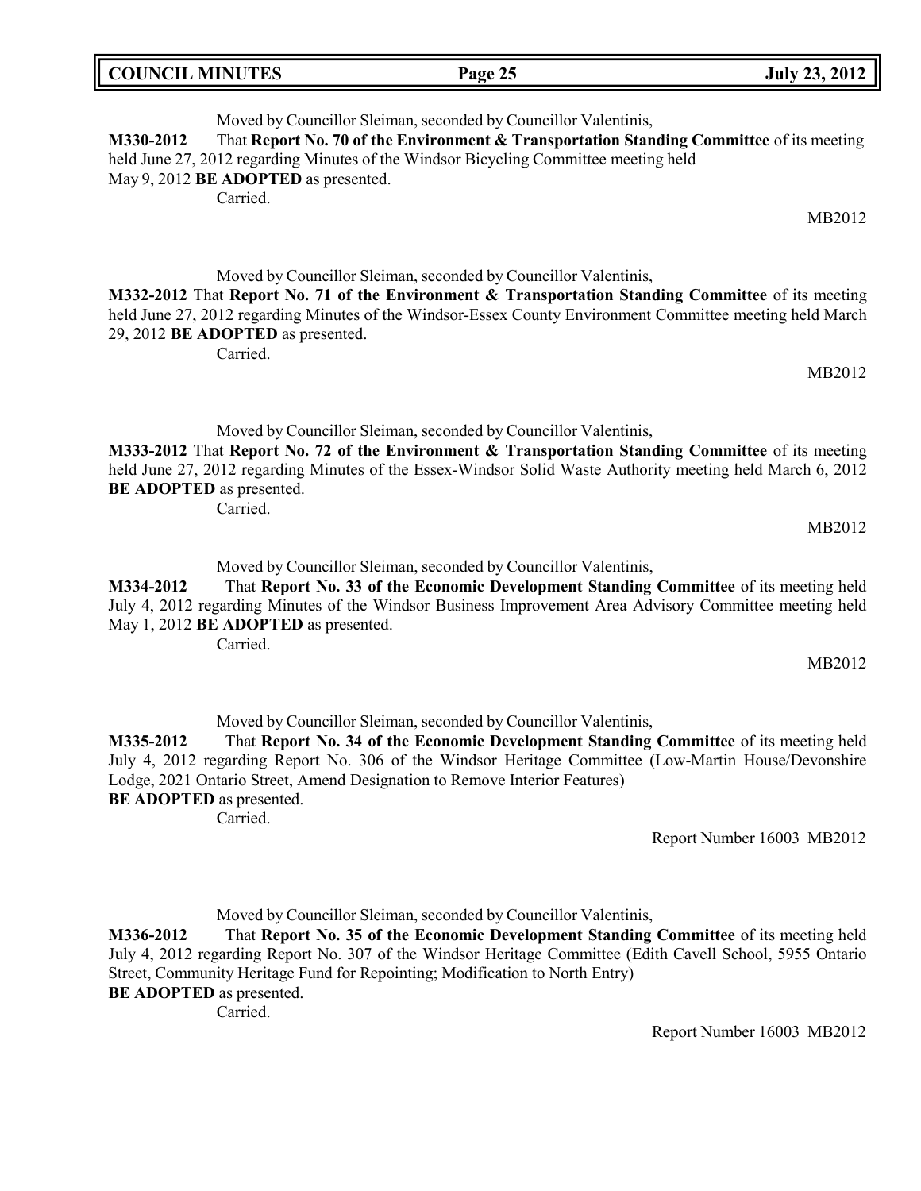Moved by Councillor Sleiman, seconded by Councillor Valentinis,

**M330-2012** That **Report No. 70 of the Environment & Transportation Standing Committee** of its meeting held June 27, 2012 regarding Minutes of the Windsor Bicycling Committee meeting held May 9, 2012 **BE ADOPTED** as presented.

Carried.

MB2012

Moved by Councillor Sleiman, seconded by Councillor Valentinis,

**M332-2012** That **Report No. 71 of the Environment & Transportation Standing Committee** of its meeting held June 27, 2012 regarding Minutes of the Windsor-Essex County Environment Committee meeting held March 29, 2012 **BE ADOPTED** as presented.

Carried.

MB2012

Moved by Councillor Sleiman, seconded by Councillor Valentinis,

**M333-2012** That **Report No. 72 of the Environment & Transportation Standing Committee** of its meeting held June 27, 2012 regarding Minutes of the Essex-Windsor Solid Waste Authority meeting held March 6, 2012 **BE ADOPTED** as presented.

Carried.

MB2012

Moved by Councillor Sleiman, seconded by Councillor Valentinis,

**M334-2012** That **Report No. 33 of the Economic Development Standing Committee** of its meeting held July 4, 2012 regarding Minutes of the Windsor Business Improvement Area Advisory Committee meeting held May 1, 2012 **BE ADOPTED** as presented.

Carried.

MB2012

Moved by Councillor Sleiman, seconded by Councillor Valentinis,

**M335-2012** That **Report No. 34 of the Economic Development Standing Committee** of its meeting held July 4, 2012 regarding Report No. 306 of the Windsor Heritage Committee (Low-Martin House/Devonshire Lodge, 2021 Ontario Street, Amend Designation to Remove Interior Features) **BE ADOPTED** as presented.

Carried.

Report Number 16003 MB2012

Moved by Councillor Sleiman, seconded by Councillor Valentinis,

**M336-2012** That **Report No. 35 of the Economic Development Standing Committee** of its meeting held July 4, 2012 regarding Report No. 307 of the Windsor Heritage Committee (Edith Cavell School, 5955 Ontario Street, Community Heritage Fund for Repointing; Modification to North Entry) **BE ADOPTED** as presented.

Carried.

Report Number 16003 MB2012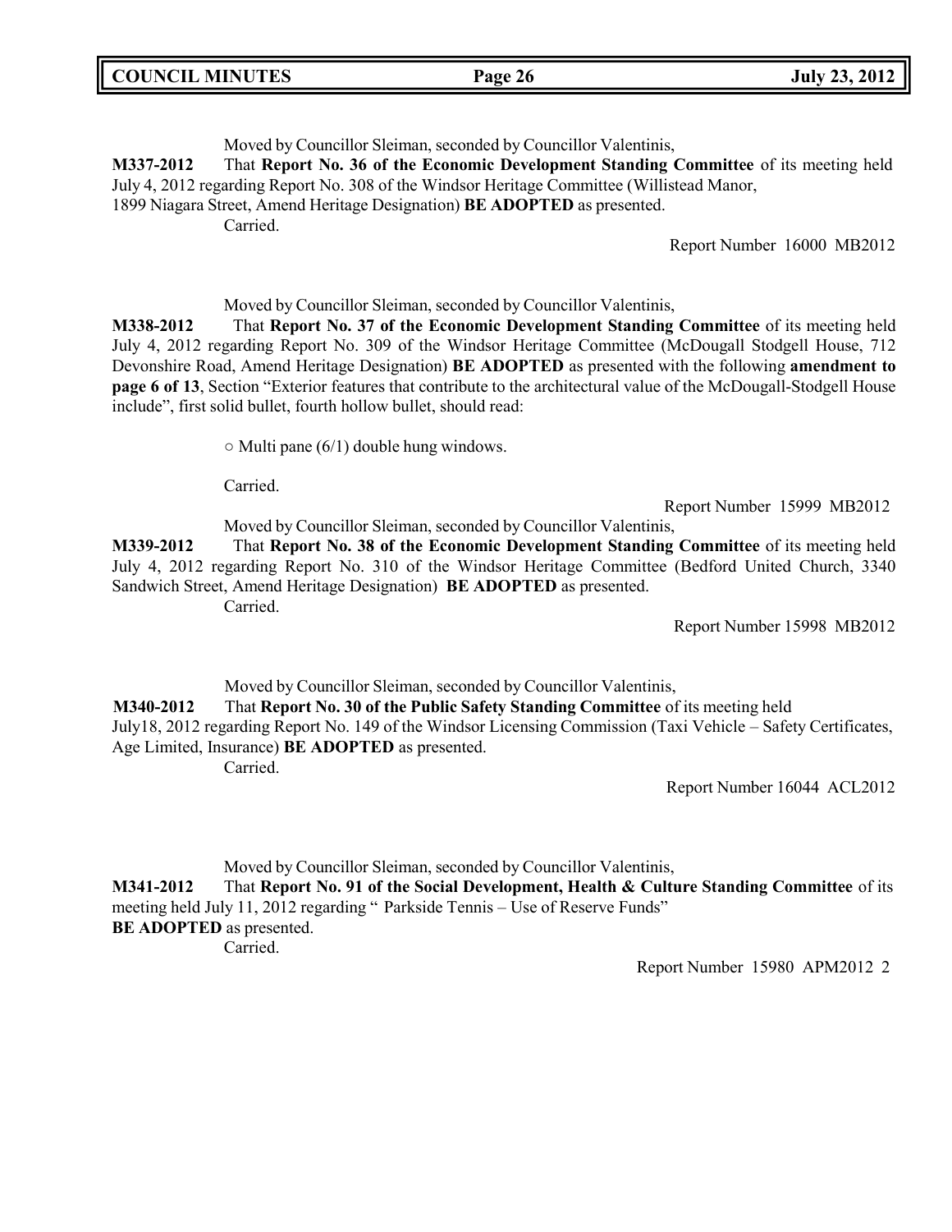Moved by Councillor Sleiman, seconded by Councillor Valentinis,

**M337-2012** That **Report No. 36 of the Economic Development Standing Committee** of its meeting held July 4, 2012 regarding Report No. 308 of the Windsor Heritage Committee (Willistead Manor, 1899 Niagara Street, Amend Heritage Designation) **BE ADOPTED** as presented.

Carried.

Report Number 16000 MB2012

Moved by Councillor Sleiman, seconded by Councillor Valentinis,

**M338-2012** That **Report No. 37 of the Economic Development Standing Committee** of its meeting held July 4, 2012 regarding Report No. 309 of the Windsor Heritage Committee (McDougall Stodgell House, 712 Devonshire Road, Amend Heritage Designation) **BE ADOPTED** as presented with the following **amendment to page 6 of 13**, Section "Exterior features that contribute to the architectural value of the McDougall-Stodgell House include", first solid bullet, fourth hollow bullet, should read:

○ Multi pane (6/1) double hung windows.

Carried.

Report Number 15999 MB2012

Moved by Councillor Sleiman, seconded by Councillor Valentinis,

**M339-2012** That **Report No. 38 of the Economic Development Standing Committee** of its meeting held July 4, 2012 regarding Report No. 310 of the Windsor Heritage Committee (Bedford United Church, 3340 Sandwich Street, Amend Heritage Designation) **BE ADOPTED** as presented.

Carried.

Report Number 15998 MB2012

Moved by Councillor Sleiman, seconded by Councillor Valentinis,

**M340-2012** That **Report No. 30 of the Public Safety Standing Committee** of its meeting held July18, 2012 regarding Report No. 149 of the Windsor Licensing Commission (Taxi Vehicle – Safety Certificates, Age Limited, Insurance) **BE ADOPTED** as presented.

Carried.

Report Number 16044 ACL2012

Moved by Councillor Sleiman, seconded by Councillor Valentinis,

**M341-2012** That **Report No. 91 of the Social Development, Health & Culture Standing Committee** of its meeting held July 11, 2012 regarding " Parkside Tennis – Use of Reserve Funds" **BE ADOPTED** as presented.

Carried.

Report Number 15980 APM2012 2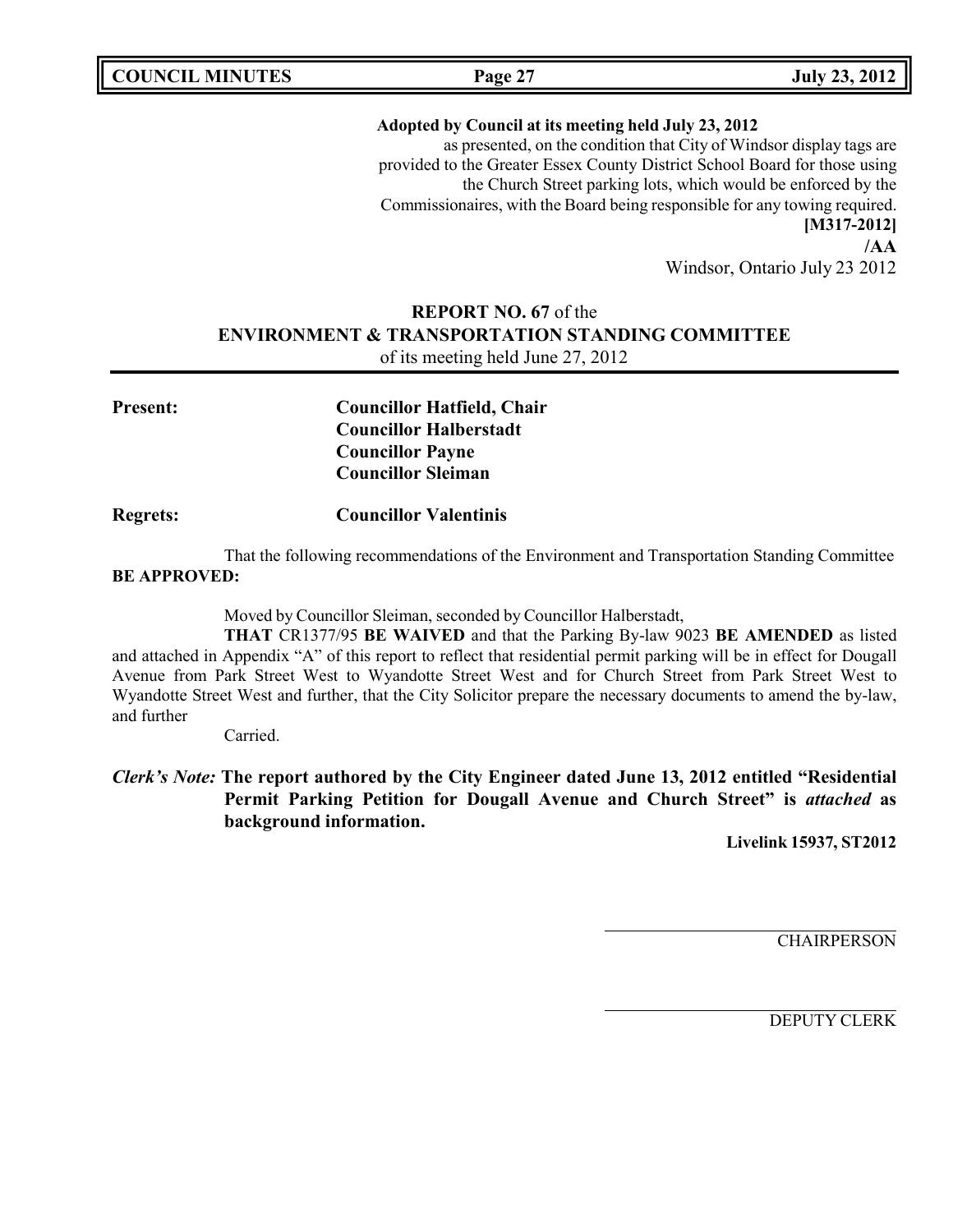**Adopted by Council at its meeting held July 23, 2012**
as presented, on the condition that City of Windsor display tags are provided to the Greater Essex County District School Board for those using the Church Street parking lots, which would be enforced by the Commissionaires, with the Board being responsible for any towing required.
**[M317-2012]**
**/AA**
Windsor, Ontario July 23 2012

## **REPORT NO. 67** of the **ENVIRONMENT & TRANSPORTATION STANDING COMMITTEE**

of its meeting held June 27, 2012

**Present:** **Councillor Hatfield, Chair**
**Councillor Halberstadt**
**Councillor Payne**
**Councillor Sleiman**

**Regrets:** **Councillor Valentinis**

That the following recommendations of the Environment and Transportation Standing Committee **BE APPROVED:**

Moved by Councillor Sleiman, seconded by Councillor Halberstadt,

**THAT** CR1377/95 **BE WAIVED** and that the Parking By-law 9023 **BE AMENDED** as listed and attached in Appendix "A" of this report to reflect that residential permit parking will be in effect for Dougall Avenue from Park Street West to Wyandotte Street West and for Church Street from Park Street West to Wyandotte Street West and further, that the City Solicitor prepare the necessary documents to amend the by-law, and further

Carried.

***Clerk's Note:*** **The report authored by the City Engineer dated June 13, 2012 entitled "Residential Permit Parking Petition for Dougall Avenue and Church Street" is *attached* as background information.**

**Livelink 15937, ST2012**

CHAIRPERSON

DEPUTY CLERK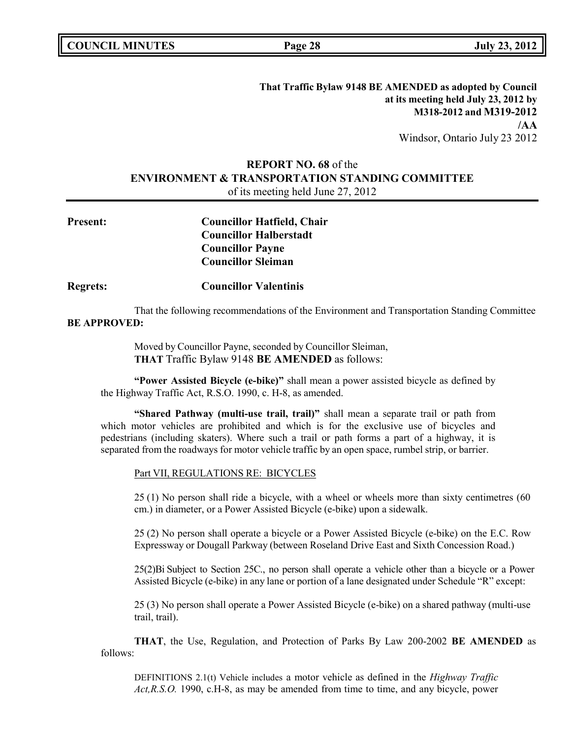**That Traffic Bylaw 9148 BE AMENDED as adopted by Council at its meeting held July 23, 2012 by M318-2012 and M319-2012 /AA**

Windsor, Ontario July 23 2012

**REPORT NO. 68** of the
**ENVIRONMENT & TRANSPORTATION STANDING COMMITTEE**
of its meeting held June 27, 2012

**Present:** **Councillor Hatfield, Chair**
**Councillor Halberstadt**
**Councillor Payne**
**Councillor Sleiman**

**Regrets:** **Councillor Valentinis**

That the following recommendations of the Environment and Transportation Standing Committee **BE APPROVED:**

Moved by Councillor Payne, seconded by Councillor Sleiman,
**THAT** Traffic Bylaw 9148 **BE AMENDED** as follows:

**"Power Assisted Bicycle (e-bike)"** shall mean a power assisted bicycle as defined by the Highway Traffic Act, R.S.O. 1990, c. H-8, as amended.

**"Shared Pathway (multi-use trail, trail)"** shall mean a separate trail or path from which motor vehicles are prohibited and which is for the exclusive use of bicycles and pedestrians (including skaters). Where such a trail or path forms a part of a highway, it is separated from the roadways for motor vehicle traffic by an open space, rumbel strip, or barrier.

Part VII, REGULATIONS RE: BICYCLES

25 (1) No person shall ride a bicycle, with a wheel or wheels more than sixty centimetres (60 cm.) in diameter, or a Power Assisted Bicycle (e-bike) upon a sidewalk.

25 (2) No person shall operate a bicycle or a Power Assisted Bicycle (e-bike) on the E.C. Row Expressway or Dougall Parkway (between Roseland Drive East and Sixth Concession Road.)

25(2)Bi Subject to Section 25C., no person shall operate a vehicle other than a bicycle or a Power Assisted Bicycle (e-bike) in any lane or portion of a lane designated under Schedule "R" except:

25 (3) No person shall operate a Power Assisted Bicycle (e-bike) on a shared pathway (multi-use trail, trail).

**THAT**, the Use, Regulation, and Protection of Parks By Law 200-2002 **BE AMENDED** as follows:

DEFINITIONS 2.1(t) Vehicle includes a motor vehicle as defined in the *Highway Traffic Act,R.S.O.* 1990, c.H-8, as may be amended from time to time, and any bicycle, power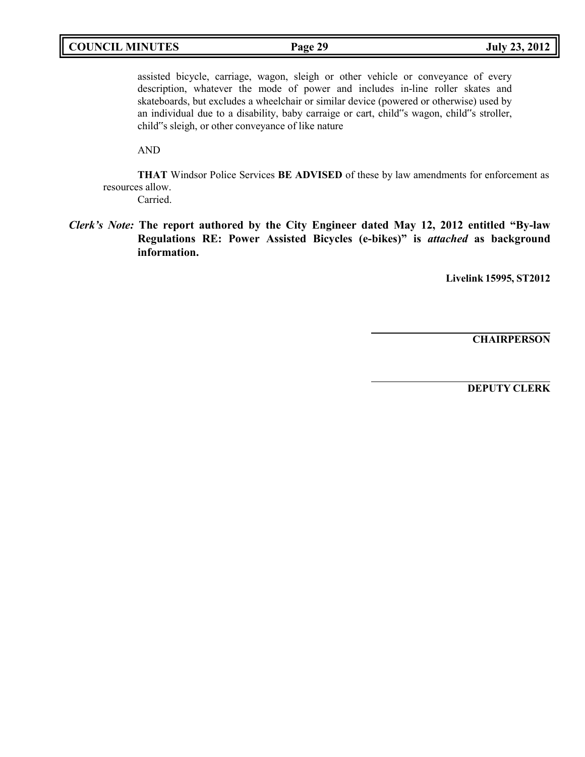assisted bicycle, carriage, wagon, sleigh or other vehicle or conveyance of every description, whatever the mode of power and includes in-line roller skates and skateboards, but excludes a wheelchair or similar device (powered or otherwise) used by an individual due to a disability, baby carraige or cart, child"s wagon, child"s stroller, child"s sleigh, or other conveyance of like nature

AND

**THAT** Windsor Police Services **BE ADVISED** of these by law amendments for enforcement as resources allow.

Carried.

***Clerk's Note:*** **The report authored by the City Engineer dated May 12, 2012 entitled "By-law Regulations RE: Power Assisted Bicycles (e-bikes)" is *attached* as background information.**

**Livelink 15995, ST2012**

**CHAIRPERSON**

**DEPUTY CLERK**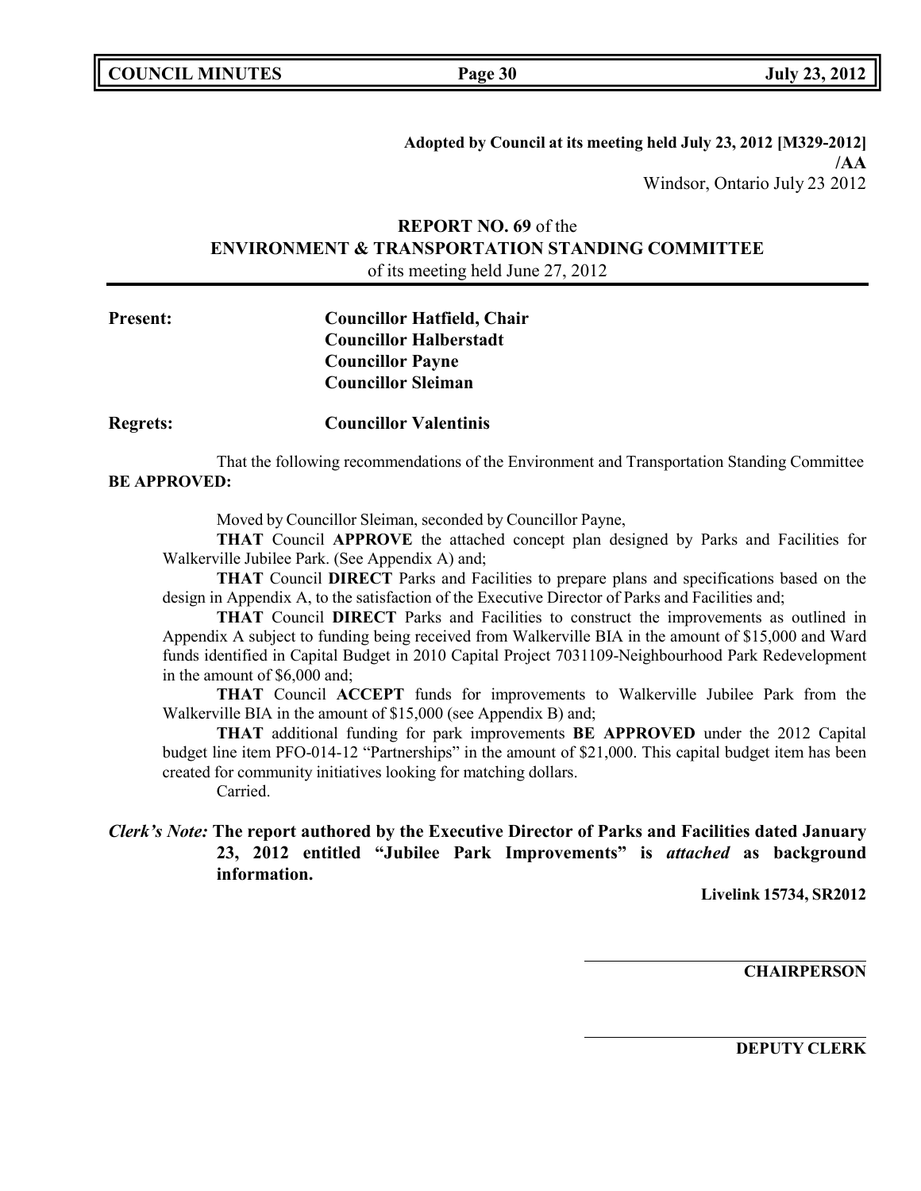**Adopted by Council at its meeting held July 23, 2012 [M329-2012] /AA**
Windsor, Ontario July 23 2012

## REPORT NO. 69 of the ENVIRONMENT & TRANSPORTATION STANDING COMMITTEE

of its meeting held June 27, 2012

**Present:** **Councillor Hatfield, Chair**
**Councillor Halberstadt**
**Councillor Payne**
**Councillor Sleiman**

**Regrets:** **Councillor Valentinis**

That the following recommendations of the Environment and Transportation Standing Committee **BE APPROVED:**

Moved by Councillor Sleiman, seconded by Councillor Payne,

**THAT** Council **APPROVE** the attached concept plan designed by Parks and Facilities for Walkerville Jubilee Park. (See Appendix A) and;

**THAT** Council **DIRECT** Parks and Facilities to prepare plans and specifications based on the design in Appendix A, to the satisfaction of the Executive Director of Parks and Facilities and;

**THAT** Council **DIRECT** Parks and Facilities to construct the improvements as outlined in Appendix A subject to funding being received from Walkerville BIA in the amount of $15,000 and Ward funds identified in Capital Budget in 2010 Capital Project 7031109-Neighbourhood Park Redevelopment in the amount of $6,000 and;

**THAT** Council **ACCEPT** funds for improvements to Walkerville Jubilee Park from the Walkerville BIA in the amount of $15,000 (see Appendix B) and;

**THAT** additional funding for park improvements **BE APPROVED** under the 2012 Capital budget line item PFO-014-12 "Partnerships" in the amount of $21,000. This capital budget item has been created for community initiatives looking for matching dollars.

Carried.

***Clerk's Note:*** **The report authored by the Executive Director of Parks and Facilities dated January 23, 2012 entitled "Jubilee Park Improvements" is *attached* as background information.**

**Livelink 15734, SR2012**

**CHAIRPERSON**

**DEPUTY CLERK**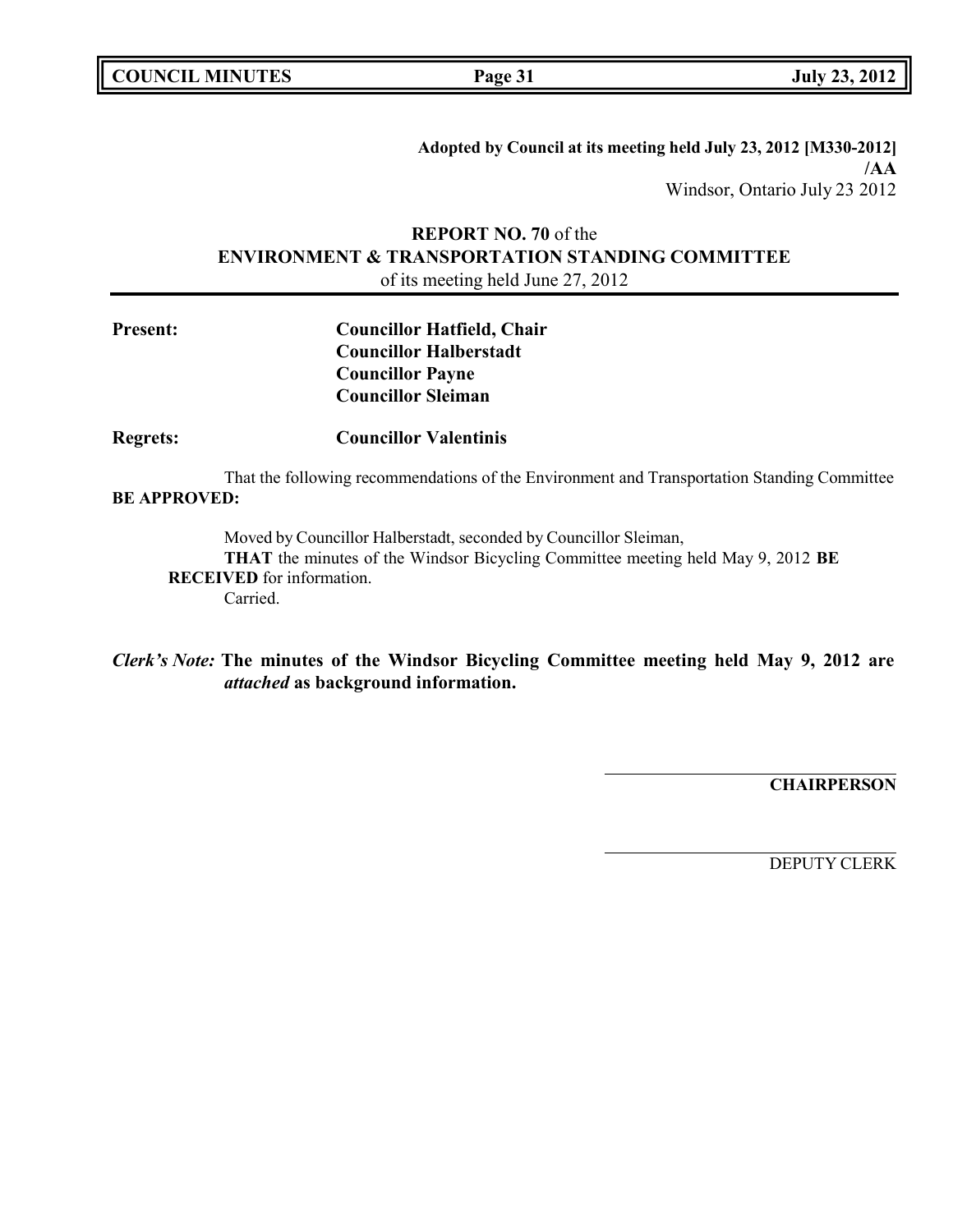**Adopted by Council at its meeting held July 23, 2012 [M330-2012]**
**/AA**
Windsor, Ontario July 23 2012

## REPORT NO. 70 of the ENVIRONMENT & TRANSPORTATION STANDING COMMITTEE

of its meeting held June 27, 2012

**Present:** **Councillor Hatfield, Chair**
**Councillor Halberstadt**
**Councillor Payne**
**Councillor Sleiman**

**Regrets:** **Councillor Valentinis**

That the following recommendations of the Environment and Transportation Standing Committee **BE APPROVED:**

Moved by Councillor Halberstadt, seconded by Councillor Sleiman,
**THAT** the minutes of the Windsor Bicycling Committee meeting held May 9, 2012 **BE RECEIVED** for information.
Carried.

***Clerk's Note:*** **The minutes of the Windsor Bicycling Committee meeting held May 9, 2012 are *attached* as background information.**

**CHAIRPERSON**

DEPUTY CLERK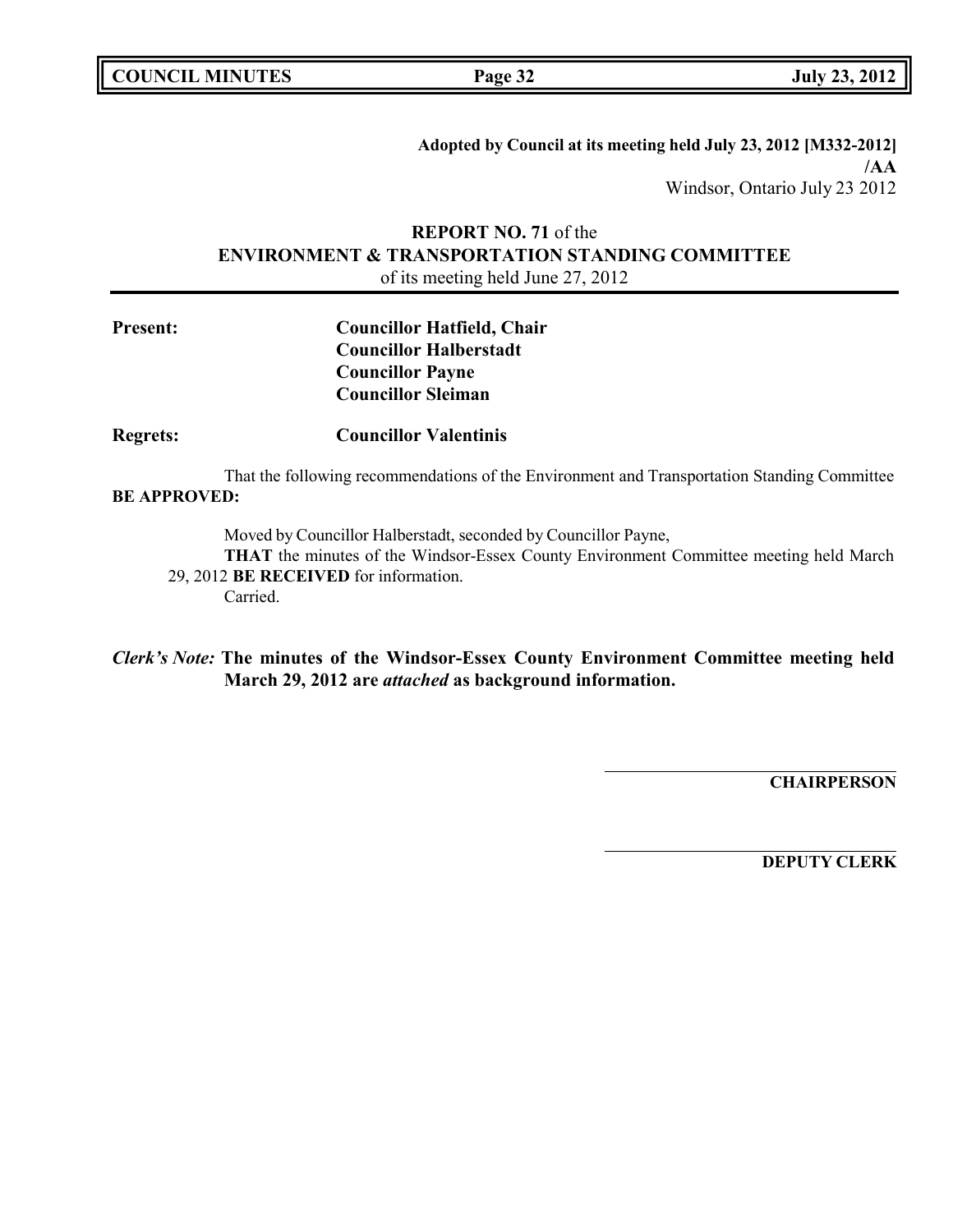**Adopted by Council at its meeting held July 23, 2012 [M332-2012]**
**/AA**
Windsor, Ontario July 23 2012

## REPORT NO. 71 of the ENVIRONMENT & TRANSPORTATION STANDING COMMITTEE

of its meeting held June 27, 2012

**Present:** **Councillor Hatfield, Chair**
**Councillor Halberstadt**
**Councillor Payne**
**Councillor Sleiman**

**Regrets:** **Councillor Valentinis**

That the following recommendations of the Environment and Transportation Standing Committee **BE APPROVED:**

Moved by Councillor Halberstadt, seconded by Councillor Payne,
**THAT** the minutes of the Windsor-Essex County Environment Committee meeting held March 29, 2012 **BE RECEIVED** for information.
Carried.

***Clerk's Note:*** **The minutes of the Windsor-Essex County Environment Committee meeting held March 29, 2012 are *attached* as background information.**

**CHAIRPERSON**

**DEPUTY CLERK**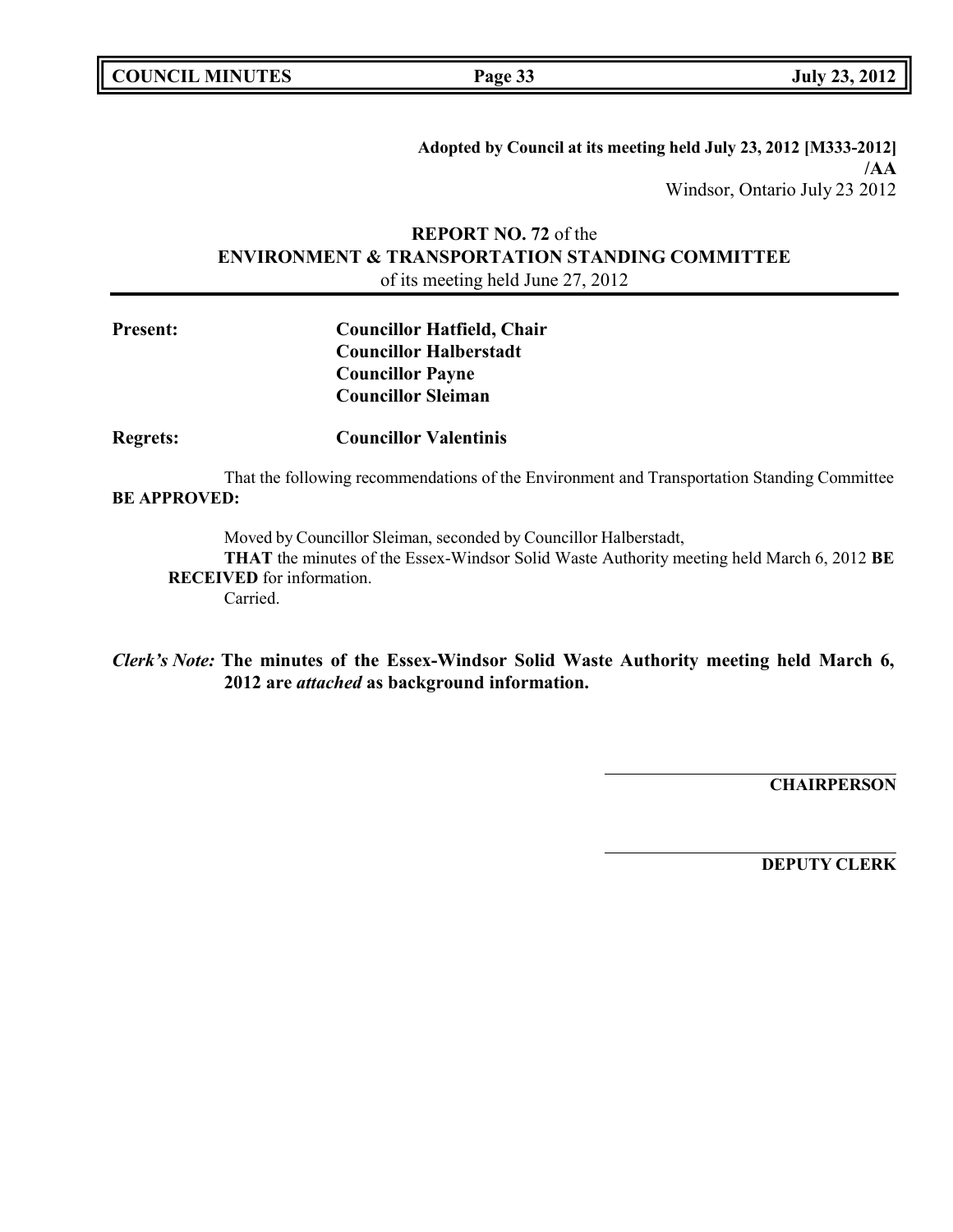**Adopted by Council at its meeting held July 23, 2012 [M333-2012]**
**/AA**
Windsor, Ontario July 23 2012

## REPORT NO. 72 of the ENVIRONMENT & TRANSPORTATION STANDING COMMITTEE

of its meeting held June 27, 2012

**Present:** **Councillor Hatfield, Chair**
**Councillor Halberstadt**
**Councillor Payne**
**Councillor Sleiman**

**Regrets:** **Councillor Valentinis**

That the following recommendations of the Environment and Transportation Standing Committee **BE APPROVED:**

Moved by Councillor Sleiman, seconded by Councillor Halberstadt,
**THAT** the minutes of the Essex-Windsor Solid Waste Authority meeting held March 6, 2012 **BE RECEIVED** for information.
Carried.

***Clerk's Note:*** **The minutes of the Essex-Windsor Solid Waste Authority meeting held March 6, 2012 are *attached* as background information.**

**CHAIRPERSON**

**DEPUTY CLERK**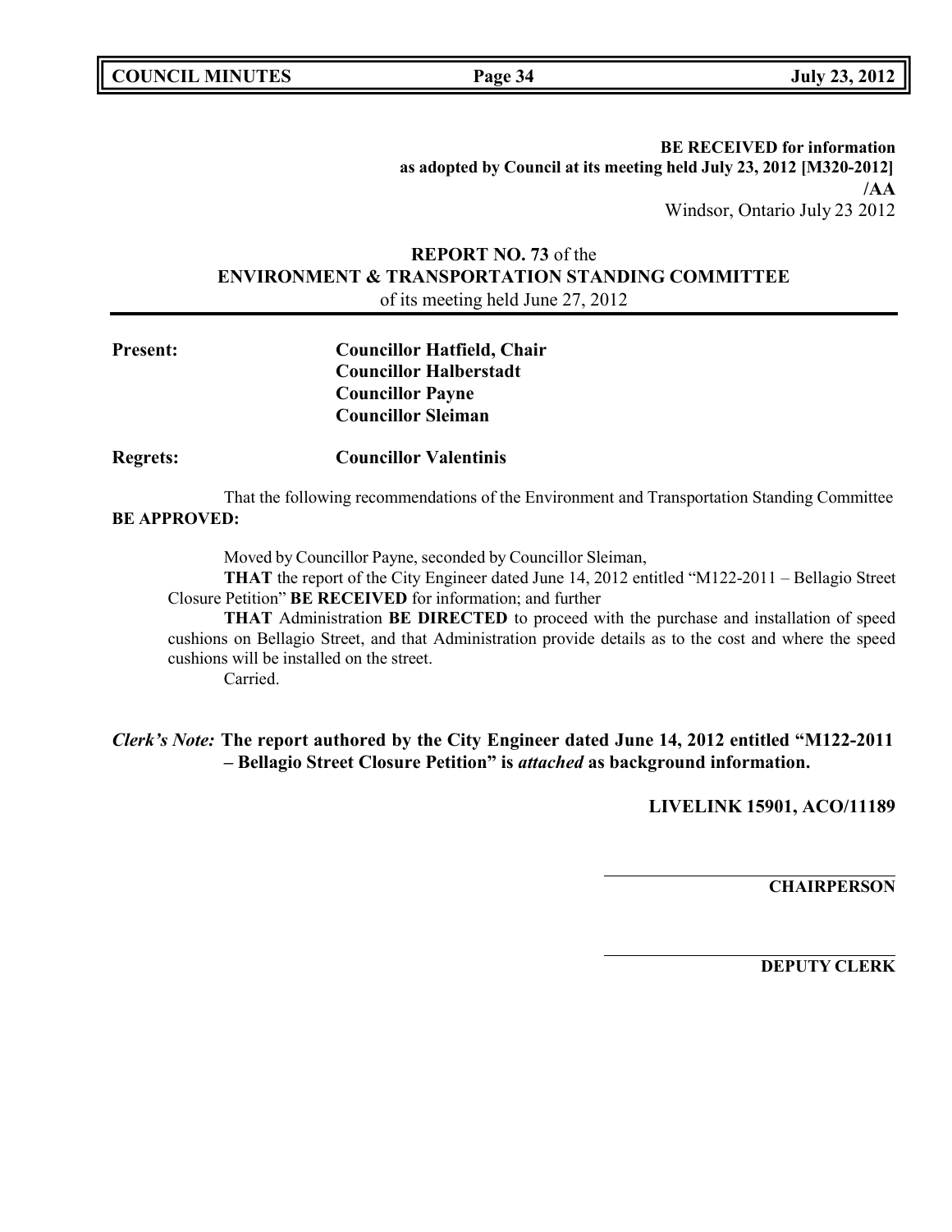**BE RECEIVED for information**
**as adopted by Council at its meeting held July 23, 2012 [M320-2012]**
**/AA**
Windsor, Ontario July 23 2012

## REPORT NO. 73 of the ENVIRONMENT & TRANSPORTATION STANDING COMMITTEE

of its meeting held June 27, 2012

**Present:** **Councillor Hatfield, Chair**
**Councillor Halberstadt**
**Councillor Payne**
**Councillor Sleiman**

**Regrets:** **Councillor Valentinis**

That the following recommendations of the Environment and Transportation Standing Committee **BE APPROVED:**

Moved by Councillor Payne, seconded by Councillor Sleiman,

**THAT** the report of the City Engineer dated June 14, 2012 entitled "M122-2011 – Bellagio Street Closure Petition" **BE RECEIVED** for information; and further

**THAT** Administration **BE DIRECTED** to proceed with the purchase and installation of speed cushions on Bellagio Street, and that Administration provide details as to the cost and where the speed cushions will be installed on the street.

Carried.

***Clerk's Note:*** **The report authored by the City Engineer dated June 14, 2012 entitled "M122-2011 – Bellagio Street Closure Petition" is *attached* as background information.**

**LIVELINK 15901, ACO/11189**

______________________________
**CHAIRPERSON**

______________________________
**DEPUTY CLERK**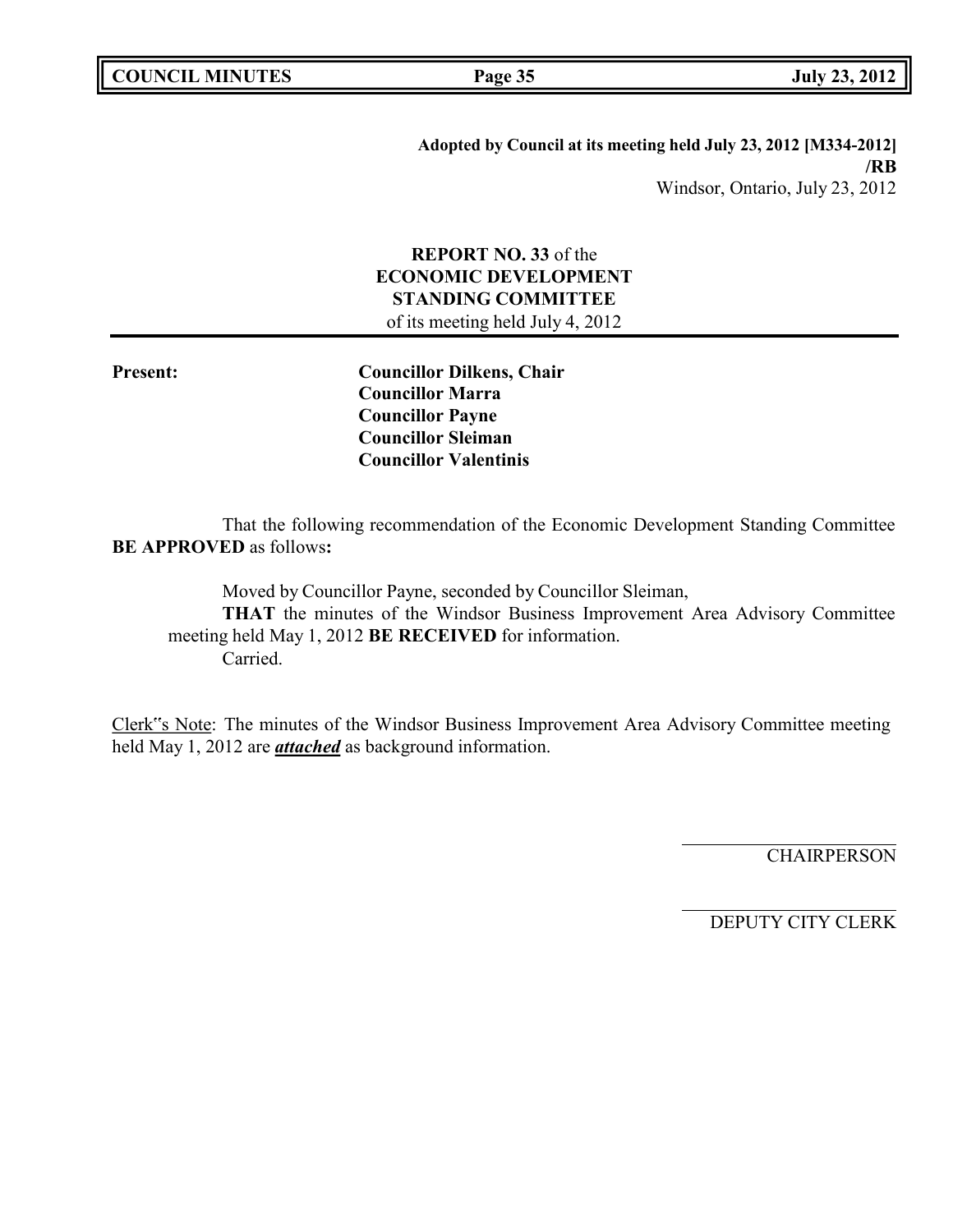**Adopted by Council at its meeting held July 23, 2012 [M334-2012] /RB**
Windsor, Ontario, July 23, 2012

**REPORT NO. 33** of the
**ECONOMIC DEVELOPMENT STANDING COMMITTEE**
of its meeting held July 4, 2012

**Present:**

**Councillor Dilkens, Chair**
**Councillor Marra**
**Councillor Payne**
**Councillor Sleiman**
**Councillor Valentinis**

That the following recommendation of the Economic Development Standing Committee **BE APPROVED** as follows**:**

Moved by Councillor Payne, seconded by Councillor Sleiman,
**THAT** the minutes of the Windsor Business Improvement Area Advisory Committee meeting held May 1, 2012 **BE RECEIVED** for information.
Carried.

Clerk"s Note: The minutes of the Windsor Business Improvement Area Advisory Committee meeting held May 1, 2012 are ***attached*** as background information.

CHAIRPERSON

DEPUTY CITY CLERK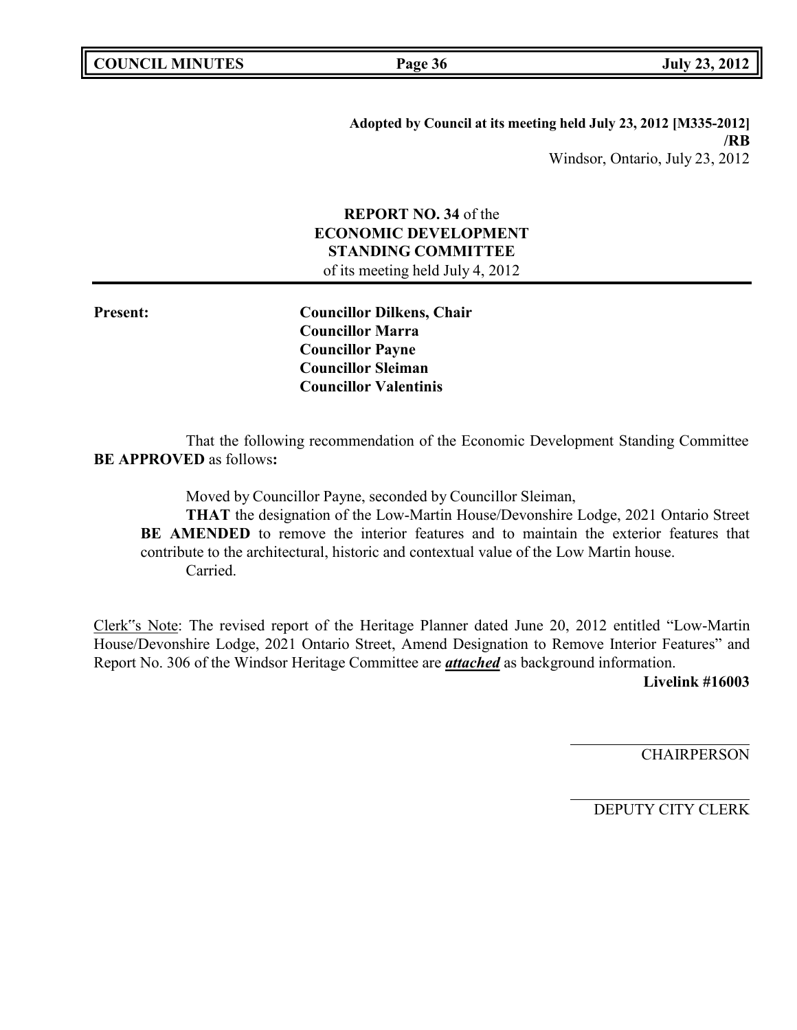**Adopted by Council at its meeting held July 23, 2012 [M335-2012] /RB**
Windsor, Ontario, July 23, 2012

**REPORT NO. 34** of the
**ECONOMIC DEVELOPMENT STANDING COMMITTEE**
of its meeting held July 4, 2012

**Present:**
**Councillor Dilkens, Chair**
**Councillor Marra**
**Councillor Payne**
**Councillor Sleiman**
**Councillor Valentinis**

That the following recommendation of the Economic Development Standing Committee **BE APPROVED** as follows**:**

Moved by Councillor Payne, seconded by Councillor Sleiman,

**THAT** the designation of the Low-Martin House/Devonshire Lodge, 2021 Ontario Street **BE AMENDED** to remove the interior features and to maintain the exterior features that contribute to the architectural, historic and contextual value of the Low Martin house.

Carried.

Clerk"s Note: The revised report of the Heritage Planner dated June 20, 2012 entitled "Low-Martin House/Devonshire Lodge, 2021 Ontario Street, Amend Designation to Remove Interior Features" and Report No. 306 of the Windsor Heritage Committee are ***attached*** as background information.

**Livelink #16003**

CHAIRPERSON

DEPUTY CITY CLERK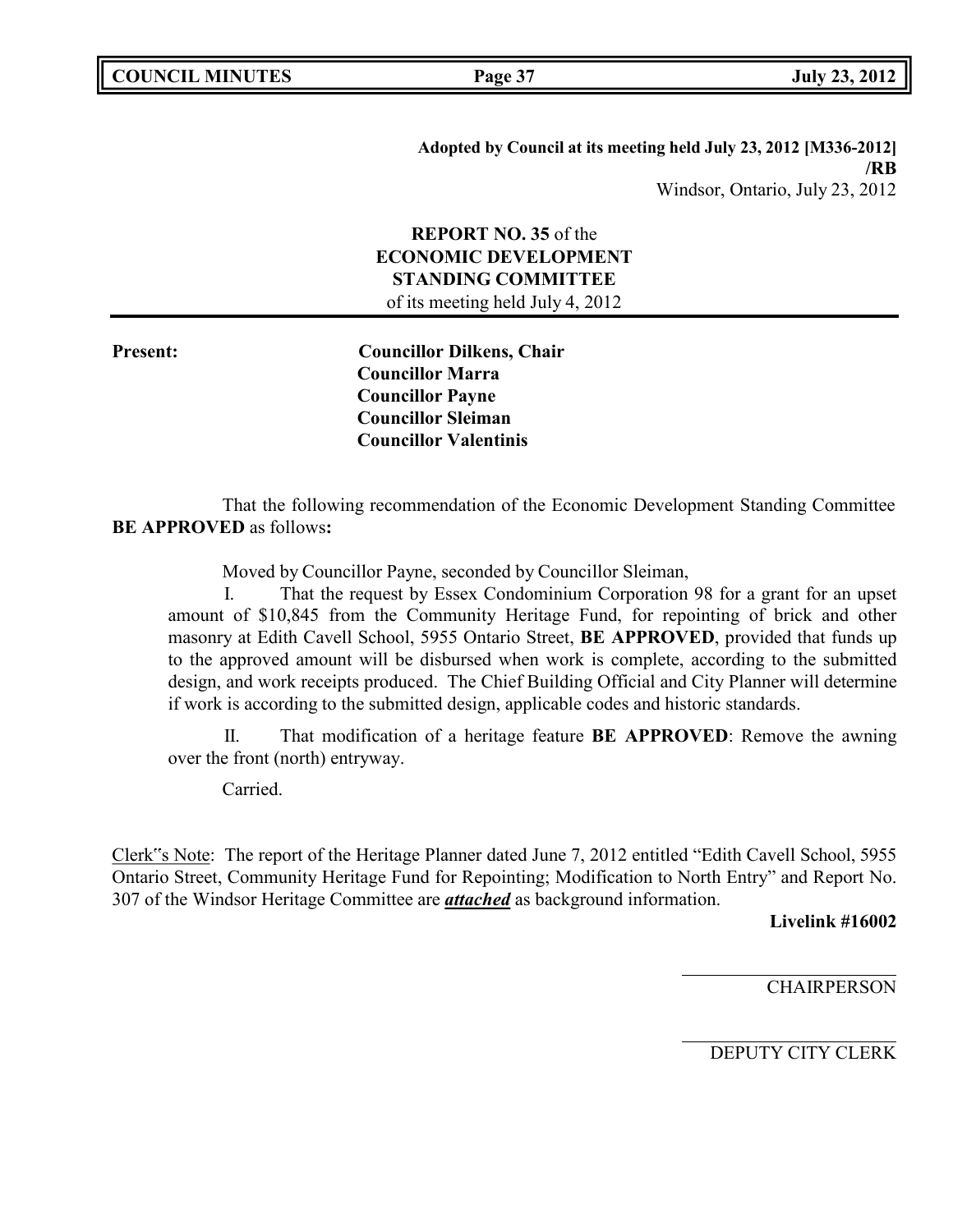**Adopted by Council at its meeting held July 23, 2012 [M336-2012]**
**/RB**
Windsor, Ontario, July 23, 2012

**REPORT NO. 35** of the
**ECONOMIC DEVELOPMENT**
**STANDING COMMITTEE**
of its meeting held July 4, 2012

---

**Present:** **Councillor Dilkens, Chair**
**Councillor Marra**
**Councillor Payne**
**Councillor Sleiman**
**Councillor Valentinis**

That the following recommendation of the Economic Development Standing Committee **BE APPROVED** as follows**:**

Moved by Councillor Payne, seconded by Councillor Sleiman,

I. That the request by Essex Condominium Corporation 98 for a grant for an upset amount of $10,845 from the Community Heritage Fund, for repointing of brick and other masonry at Edith Cavell School, 5955 Ontario Street, **BE APPROVED**, provided that funds up to the approved amount will be disbursed when work is complete, according to the submitted design, and work receipts produced. The Chief Building Official and City Planner will determine if work is according to the submitted design, applicable codes and historic standards.

II. That modification of a heritage feature **BE APPROVED**: Remove the awning over the front (north) entryway.

Carried.

Clerk"s Note: The report of the Heritage Planner dated June 7, 2012 entitled "Edith Cavell School, 5955 Ontario Street, Community Heritage Fund for Repointing; Modification to North Entry" and Report No. 307 of the Windsor Heritage Committee are ***attached*** as background information.

**Livelink #16002**

CHAIRPERSON

DEPUTY CITY CLERK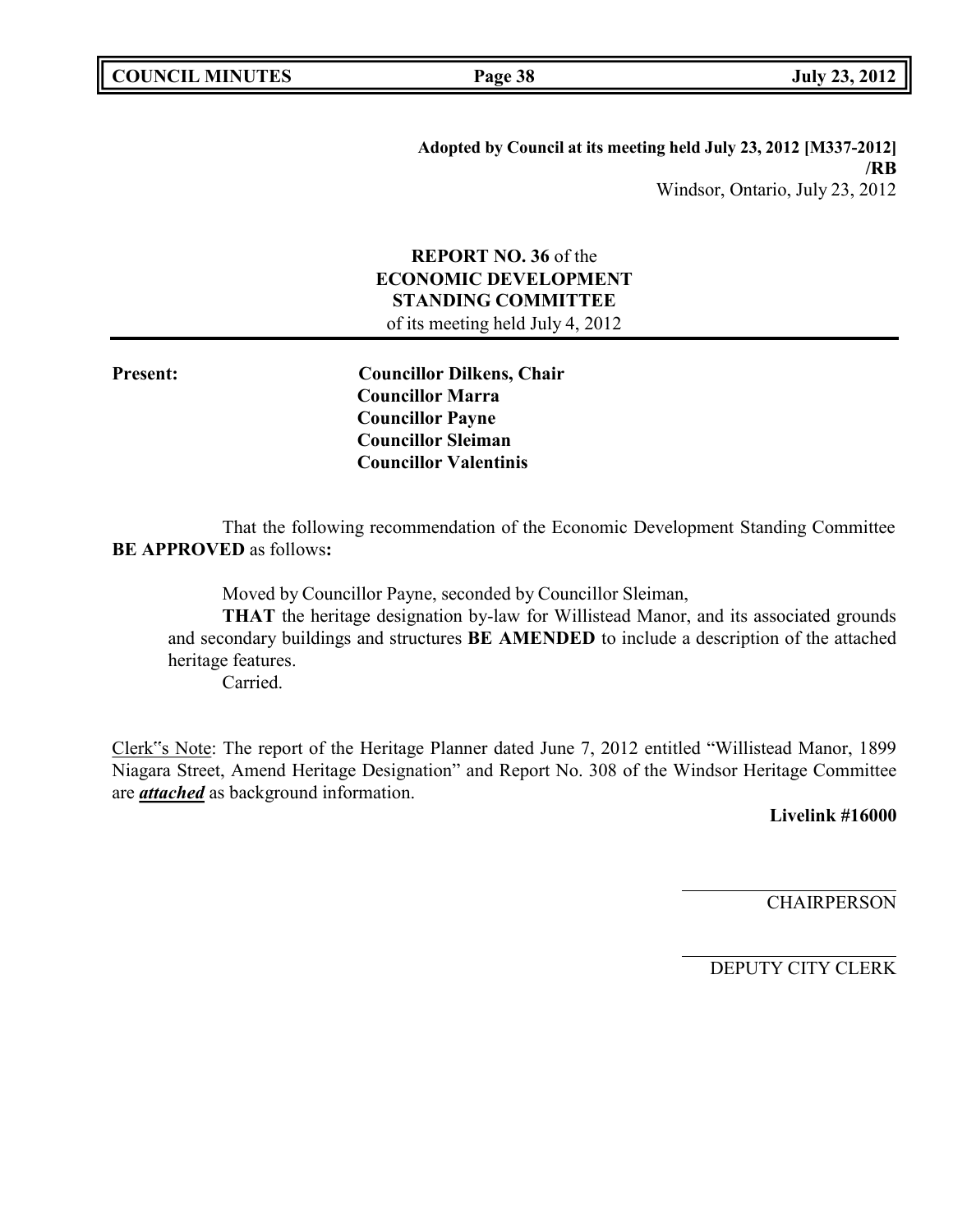**Adopted by Council at its meeting held July 23, 2012 [M337-2012]**
**/RB**
Windsor, Ontario, July 23, 2012

**REPORT NO. 36** of the
**ECONOMIC DEVELOPMENT**
**STANDING COMMITTEE**
of its meeting held July 4, 2012

**Present:**
**Councillor Dilkens, Chair**
**Councillor Marra**
**Councillor Payne**
**Councillor Sleiman**
**Councillor Valentinis**

That the following recommendation of the Economic Development Standing Committee **BE APPROVED** as follows**:**

Moved by Councillor Payne, seconded by Councillor Sleiman,

**THAT** the heritage designation by-law for Willistead Manor, and its associated grounds and secondary buildings and structures **BE AMENDED** to include a description of the attached heritage features.

Carried.

Clerk‟s Note: The report of the Heritage Planner dated June 7, 2012 entitled "Willistead Manor, 1899 Niagara Street, Amend Heritage Designation" and Report No. 308 of the Windsor Heritage Committee are ***attached*** as background information.

**Livelink #16000**

CHAIRPERSON

DEPUTY CITY CLERK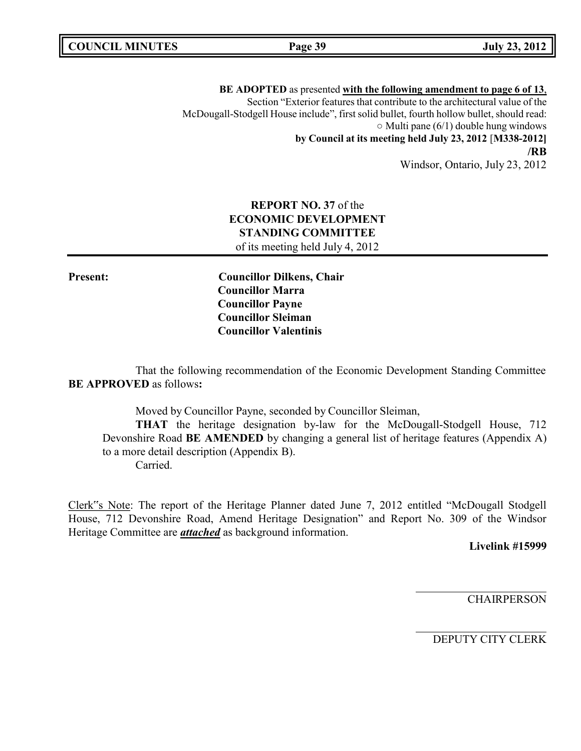**BE ADOPTED** as presented **with the following amendment to page 6 of 13**, Section "Exterior features that contribute to the architectural value of the McDougall-Stodgell House include", first solid bullet, fourth hollow bullet, should read:

○ Multi pane (6/1) double hung windows

**by Council at its meeting held July 23, 2012** [**M338-2012]**

**/RB**

Windsor, Ontario, July 23, 2012

**REPORT NO. 37** of the
**ECONOMIC DEVELOPMENT STANDING COMMITTEE**
of its meeting held July 4, 2012

**Present:**

**Councillor Dilkens, Chair**
**Councillor Marra**
**Councillor Payne**
**Councillor Sleiman**
**Councillor Valentinis**

That the following recommendation of the Economic Development Standing Committee **BE APPROVED** as follows**:**

Moved by Councillor Payne, seconded by Councillor Sleiman,

**THAT** the heritage designation by-law for the McDougall-Stodgell House, 712 Devonshire Road **BE AMENDED** by changing a general list of heritage features (Appendix A) to a more detail description (Appendix B).

Carried.

Clerk"s Note: The report of the Heritage Planner dated June 7, 2012 entitled "McDougall Stodgell House, 712 Devonshire Road, Amend Heritage Designation" and Report No. 309 of the Windsor Heritage Committee are ***attached*** as background information.

**Livelink #15999**

CHAIRPERSON

DEPUTY CITY CLERK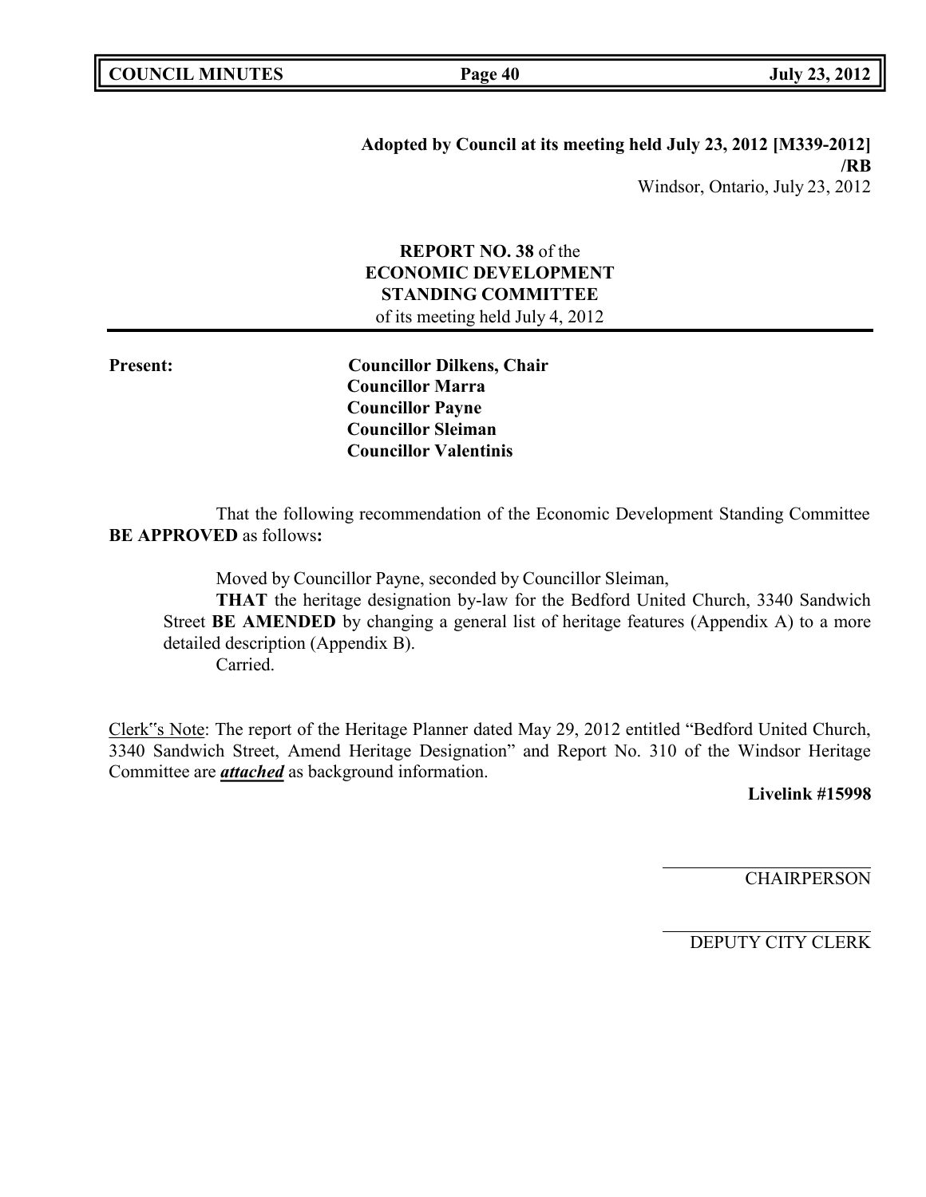**Adopted by Council at its meeting held July 23, 2012 [M339-2012] /RB**

Windsor, Ontario, July 23, 2012

**REPORT NO. 38** of the
**ECONOMIC DEVELOPMENT STANDING COMMITTEE**
of its meeting held July 4, 2012

**Present:** **Councillor Dilkens, Chair**
**Councillor Marra**
**Councillor Payne**
**Councillor Sleiman**
**Councillor Valentinis**

That the following recommendation of the Economic Development Standing Committee **BE APPROVED** as follows**:**

Moved by Councillor Payne, seconded by Councillor Sleiman,

**THAT** the heritage designation by-law for the Bedford United Church, 3340 Sandwich Street **BE AMENDED** by changing a general list of heritage features (Appendix A) to a more detailed description (Appendix B).

Carried.

Clerk"s Note: The report of the Heritage Planner dated May 29, 2012 entitled "Bedford United Church, 3340 Sandwich Street, Amend Heritage Designation" and Report No. 310 of the Windsor Heritage Committee are ***attached*** as background information.

**Livelink #15998**

CHAIRPERSON

DEPUTY CITY CLERK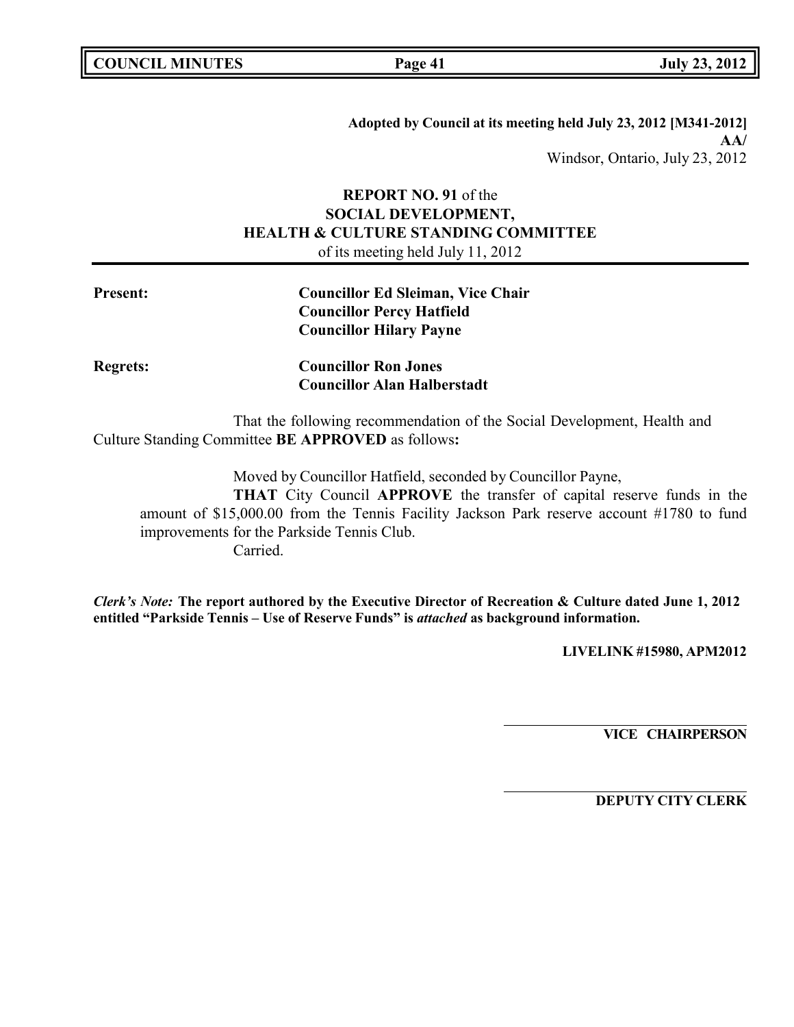**Adopted by Council at its meeting held July 23, 2012 [M341-2012]**
**AA/**
Windsor, Ontario, July 23, 2012

**REPORT NO. 91** of the
**SOCIAL DEVELOPMENT,**
**HEALTH & CULTURE STANDING COMMITTEE**
of its meeting held July 11, 2012

**Present:** **Councillor Ed Sleiman, Vice Chair**
**Councillor Percy Hatfield**
**Councillor Hilary Payne**

**Regrets:** **Councillor Ron Jones**
**Councillor Alan Halberstadt**

That the following recommendation of the Social Development, Health and Culture Standing Committee **BE APPROVED** as follows**:**

Moved by Councillor Hatfield, seconded by Councillor Payne,

**THAT** City Council **APPROVE** the transfer of capital reserve funds in the amount of $15,000.00 from the Tennis Facility Jackson Park reserve account #1780 to fund improvements for the Parkside Tennis Club.

Carried.

***Clerk's Note:*** **The report authored by the Executive Director of Recreation & Culture dated June 1, 2012 entitled "Parkside Tennis – Use of Reserve Funds" is *attached* as background information.**

**LIVELINK #15980, APM2012**

**VICE CHAIRPERSON**

**DEPUTY CITY CLERK**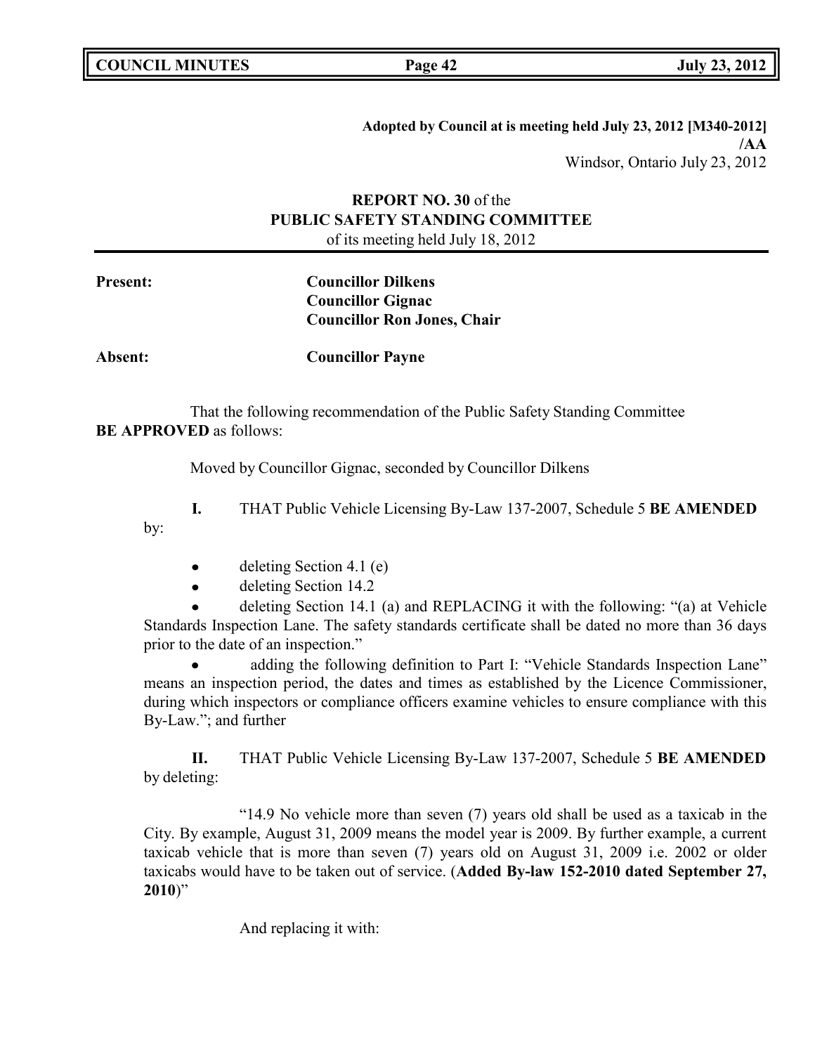**Adopted by Council at is meeting held July 23, 2012 [M340-2012] /AA**
Windsor, Ontario July 23, 2012

**REPORT NO. 30** of the
**PUBLIC SAFETY STANDING COMMITTEE**
of its meeting held July 18, 2012

**Present:** **Councillor Dilkens**
**Councillor Gignac**
**Councillor Ron Jones, Chair**

**Absent:** **Councillor Payne**

That the following recommendation of the Public Safety Standing Committee **BE APPROVED** as follows:

Moved by Councillor Gignac, seconded by Councillor Dilkens

**I.** THAT Public Vehicle Licensing By-Law 137-2007, Schedule 5 **BE AMENDED** by:

- deleting Section 4.1 (e)
- deleting Section 14.2
- deleting Section 14.1 (a) and REPLACING it with the following: "(a) at Vehicle Standards Inspection Lane. The safety standards certificate shall be dated no more than 36 days prior to the date of an inspection."
- adding the following definition to Part I: "Vehicle Standards Inspection Lane" means an inspection period, the dates and times as established by the Licence Commissioner, during which inspectors or compliance officers examine vehicles to ensure compliance with this By-Law."; and further

**II.** THAT Public Vehicle Licensing By-Law 137-2007, Schedule 5 **BE AMENDED** by deleting:

"14.9 No vehicle more than seven (7) years old shall be used as a taxicab in the City. By example, August 31, 2009 means the model year is 2009. By further example, a current taxicab vehicle that is more than seven (7) years old on August 31, 2009 i.e. 2002 or older taxicabs would have to be taken out of service. (**Added By-law 152-2010 dated September 27, 2010**)"

And replacing it with: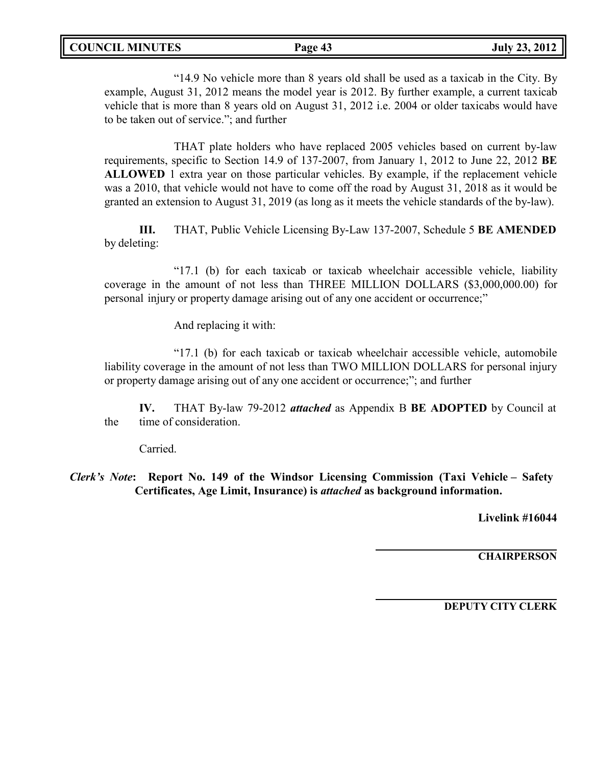"14.9 No vehicle more than 8 years old shall be used as a taxicab in the City. By example, August 31, 2012 means the model year is 2012. By further example, a current taxicab vehicle that is more than 8 years old on August 31, 2012 i.e. 2004 or older taxicabs would have to be taken out of service."; and further

THAT plate holders who have replaced 2005 vehicles based on current by-law requirements, specific to Section 14.9 of 137-2007, from January 1, 2012 to June 22, 2012 **BE ALLOWED** 1 extra year on those particular vehicles. By example, if the replacement vehicle was a 2010, that vehicle would not have to come off the road by August 31, 2018 as it would be granted an extension to August 31, 2019 (as long as it meets the vehicle standards of the by-law).

**III.** THAT, Public Vehicle Licensing By-Law 137-2007, Schedule 5 **BE AMENDED** by deleting:

"17.1 (b) for each taxicab or taxicab wheelchair accessible vehicle, liability coverage in the amount of not less than THREE MILLION DOLLARS ($3,000,000.00) for personal injury or property damage arising out of any one accident or occurrence;"

And replacing it with:

"17.1 (b) for each taxicab or taxicab wheelchair accessible vehicle, automobile liability coverage in the amount of not less than TWO MILLION DOLLARS for personal injury or property damage arising out of any one accident or occurrence;"; and further

**IV.** THAT By-law 79-2012 ***attached*** as Appendix B **BE ADOPTED** by Council at the time of consideration.

Carried.

***Clerk's Note*: Report No. 149 of the Windsor Licensing Commission (Taxi Vehicle – Safety Certificates, Age Limit, Insurance) is *attached* as background information.**

**Livelink #16044**

**CHAIRPERSON**

**DEPUTY CITY CLERK**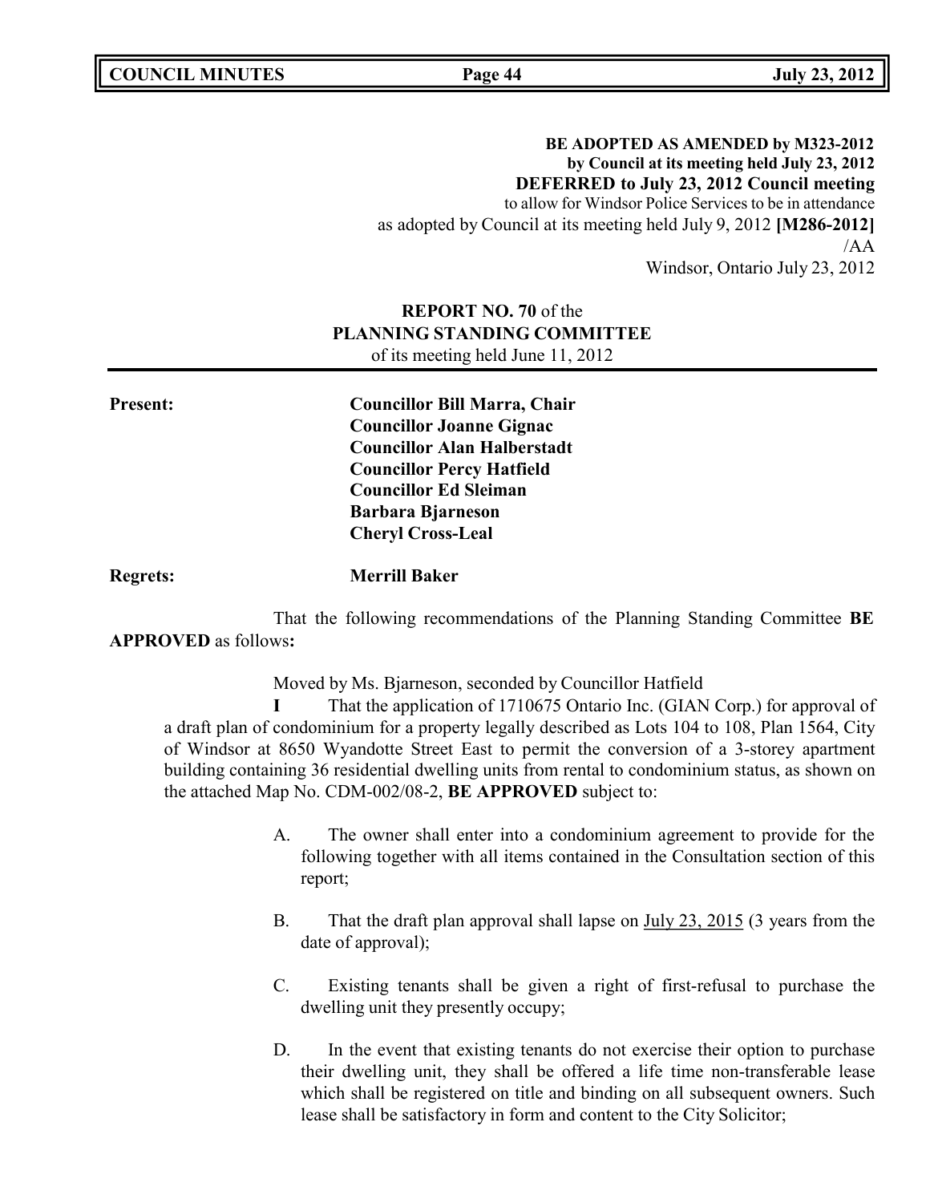**BE ADOPTED AS AMENDED by M323-2012**
**by Council at its meeting held July 23, 2012**
**DEFERRED to July 23, 2012 Council meeting**
to allow for Windsor Police Services to be in attendance
as adopted by Council at its meeting held July 9, 2012 **[M286-2012]**
/AA
Windsor, Ontario July 23, 2012

**REPORT NO. 70** of the
**PLANNING STANDING COMMITTEE**
of its meeting held June 11, 2012

**Present:**

**Councillor Bill Marra, Chair**
**Councillor Joanne Gignac**
**Councillor Alan Halberstadt**
**Councillor Percy Hatfield**
**Councillor Ed Sleiman**
**Barbara Bjarneson**
**Cheryl Cross-Leal**

**Regrets:** **Merrill Baker**

That the following recommendations of the Planning Standing Committee **BE APPROVED** as follows**:**

Moved by Ms. Bjarneson, seconded by Councillor Hatfield

**I** That the application of 1710675 Ontario Inc. (GIAN Corp.) for approval of a draft plan of condominium for a property legally described as Lots 104 to 108, Plan 1564, City of Windsor at 8650 Wyandotte Street East to permit the conversion of a 3-storey apartment building containing 36 residential dwelling units from rental to condominium status, as shown on the attached Map No. CDM-002/08-2, **BE APPROVED** subject to:

A. The owner shall enter into a condominium agreement to provide for the following together with all items contained in the Consultation section of this report;

B. That the draft plan approval shall lapse on July 23, 2015 (3 years from the date of approval);

C. Existing tenants shall be given a right of first-refusal to purchase the dwelling unit they presently occupy;

D. In the event that existing tenants do not exercise their option to purchase their dwelling unit, they shall be offered a life time non-transferable lease which shall be registered on title and binding on all subsequent owners. Such lease shall be satisfactory in form and content to the City Solicitor;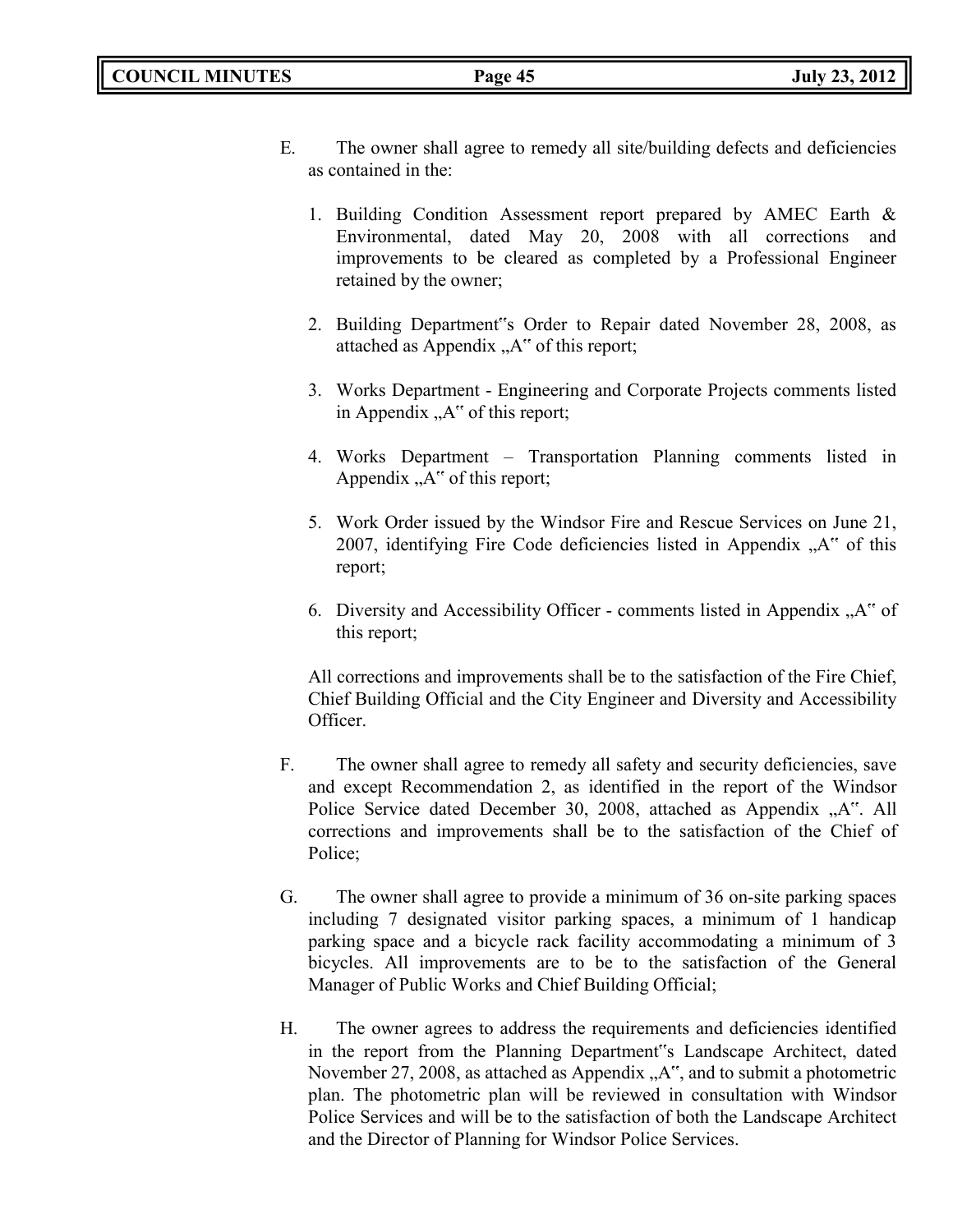E. The owner shall agree to remedy all site/building defects and deficiencies as contained in the:

1. Building Condition Assessment report prepared by AMEC Earth & Environmental, dated May 20, 2008 with all corrections and improvements to be cleared as completed by a Professional Engineer retained by the owner;

2. Building Department‟s Order to Repair dated November 28, 2008, as attached as Appendix „A‟ of this report;

3. Works Department - Engineering and Corporate Projects comments listed in Appendix „A‟ of this report;

4. Works Department – Transportation Planning comments listed in Appendix „A‟ of this report;

5. Work Order issued by the Windsor Fire and Rescue Services on June 21, 2007, identifying Fire Code deficiencies listed in Appendix „A‟ of this report;

6. Diversity and Accessibility Officer - comments listed in Appendix „A‟ of this report;

All corrections and improvements shall be to the satisfaction of the Fire Chief, Chief Building Official and the City Engineer and Diversity and Accessibility Officer.

F. The owner shall agree to remedy all safety and security deficiencies, save and except Recommendation 2, as identified in the report of the Windsor Police Service dated December 30, 2008, attached as Appendix „A‟. All corrections and improvements shall be to the satisfaction of the Chief of Police;

G. The owner shall agree to provide a minimum of 36 on-site parking spaces including 7 designated visitor parking spaces, a minimum of 1 handicap parking space and a bicycle rack facility accommodating a minimum of 3 bicycles. All improvements are to be to the satisfaction of the General Manager of Public Works and Chief Building Official;

H. The owner agrees to address the requirements and deficiencies identified in the report from the Planning Department‟s Landscape Architect, dated November 27, 2008, as attached as Appendix „A‟, and to submit a photometric plan. The photometric plan will be reviewed in consultation with Windsor Police Services and will be to the satisfaction of both the Landscape Architect and the Director of Planning for Windsor Police Services.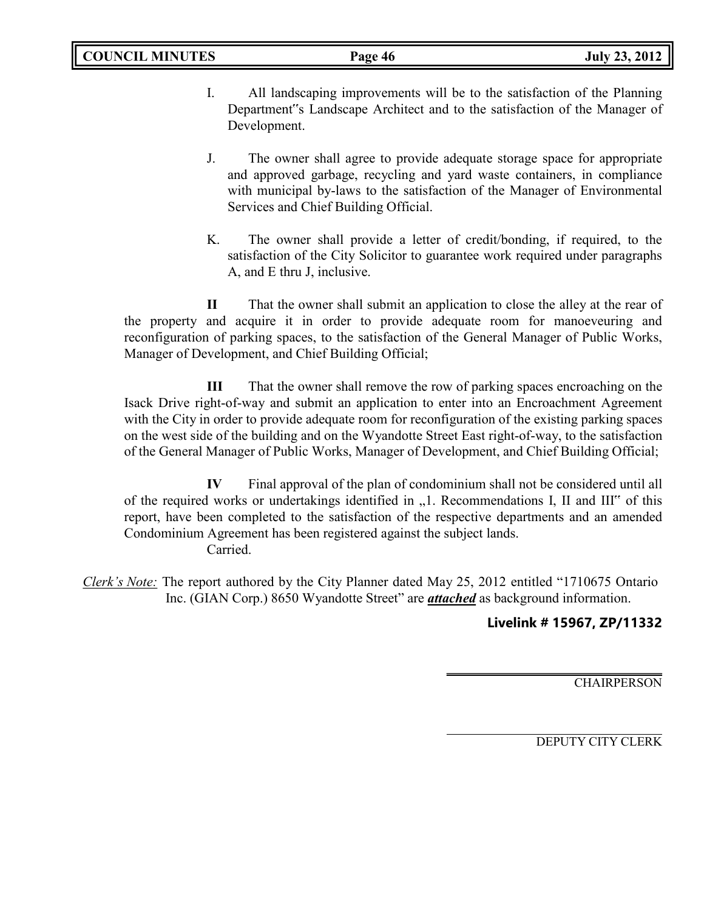I. All landscaping improvements will be to the satisfaction of the Planning Department"s Landscape Architect and to the satisfaction of the Manager of Development.

J. The owner shall agree to provide adequate storage space for appropriate and approved garbage, recycling and yard waste containers, in compliance with municipal by-laws to the satisfaction of the Manager of Environmental Services and Chief Building Official.

K. The owner shall provide a letter of credit/bonding, if required, to the satisfaction of the City Solicitor to guarantee work required under paragraphs A, and E thru J, inclusive.

**II** That the owner shall submit an application to close the alley at the rear of the property and acquire it in order to provide adequate room for manoeveuring and reconfiguration of parking spaces, to the satisfaction of the General Manager of Public Works, Manager of Development, and Chief Building Official;

**III** That the owner shall remove the row of parking spaces encroaching on the Isack Drive right-of-way and submit an application to enter into an Encroachment Agreement with the City in order to provide adequate room for reconfiguration of the existing parking spaces on the west side of the building and on the Wyandotte Street East right-of-way, to the satisfaction of the General Manager of Public Works, Manager of Development, and Chief Building Official;

**IV** Final approval of the plan of condominium shall not be considered until all of the required works or undertakings identified in „1. Recommendations I, II and III" of this report, have been completed to the satisfaction of the respective departments and an amended Condominium Agreement has been registered against the subject lands.

Carried.

*Clerk's Note:* The report authored by the City Planner dated May 25, 2012 entitled "1710675 Ontario Inc. (GIAN Corp.) 8650 Wyandotte Street" are ***attached*** as background information.

**Livelink # 15967, ZP/11332**

CHAIRPERSON

DEPUTY CITY CLERK